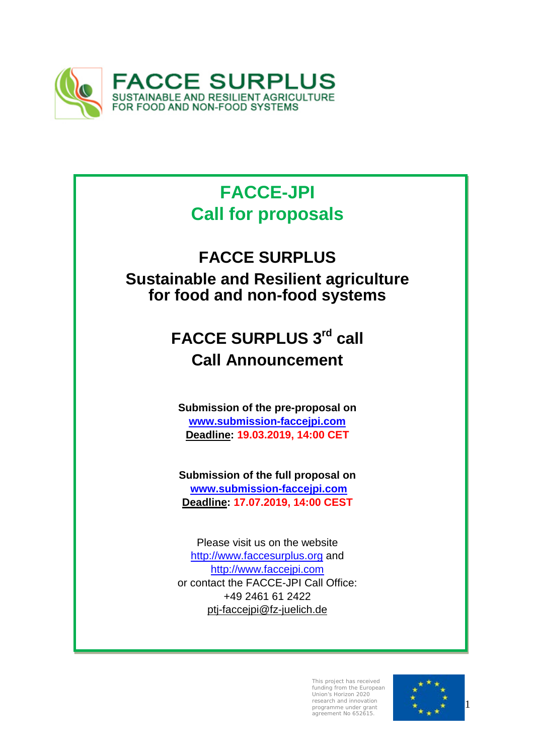FACCE SURPLUS
SUSTAINABLE AND RESILIENT AGRICULTURE
FOR FOOD AND NON-FOOD SYSTEMS

# FACCE-JPI
# Call for proposals

## FACCE SURPLUS
## Sustainable and Resilient agriculture for food and non-food systems

## FACCE SURPLUS 3rd call
## Call Announcement

**Submission of the pre-proposal on**
**[www.submission-faccejpi.com](www.submission-faccejpi.com)**
**Deadline: 19.03.2019, 14:00 CET**

**Submission of the full proposal on**
**[www.submission-faccejpi.com](www.submission-faccejpi.com)**
**Deadline: 17.07.2019, 14:00 CEST**

Please visit us on the website
http://www.faccesurplus.org and
http://www.faccejpi.com
or contact the FACCE-JPI Call Office:
+49 2461 61 2422
ptj-faccejpi@fz-juelich.de

This project has received funding from the European Union's Horizon 2020 research and innovation programme under grant agreement No 652615.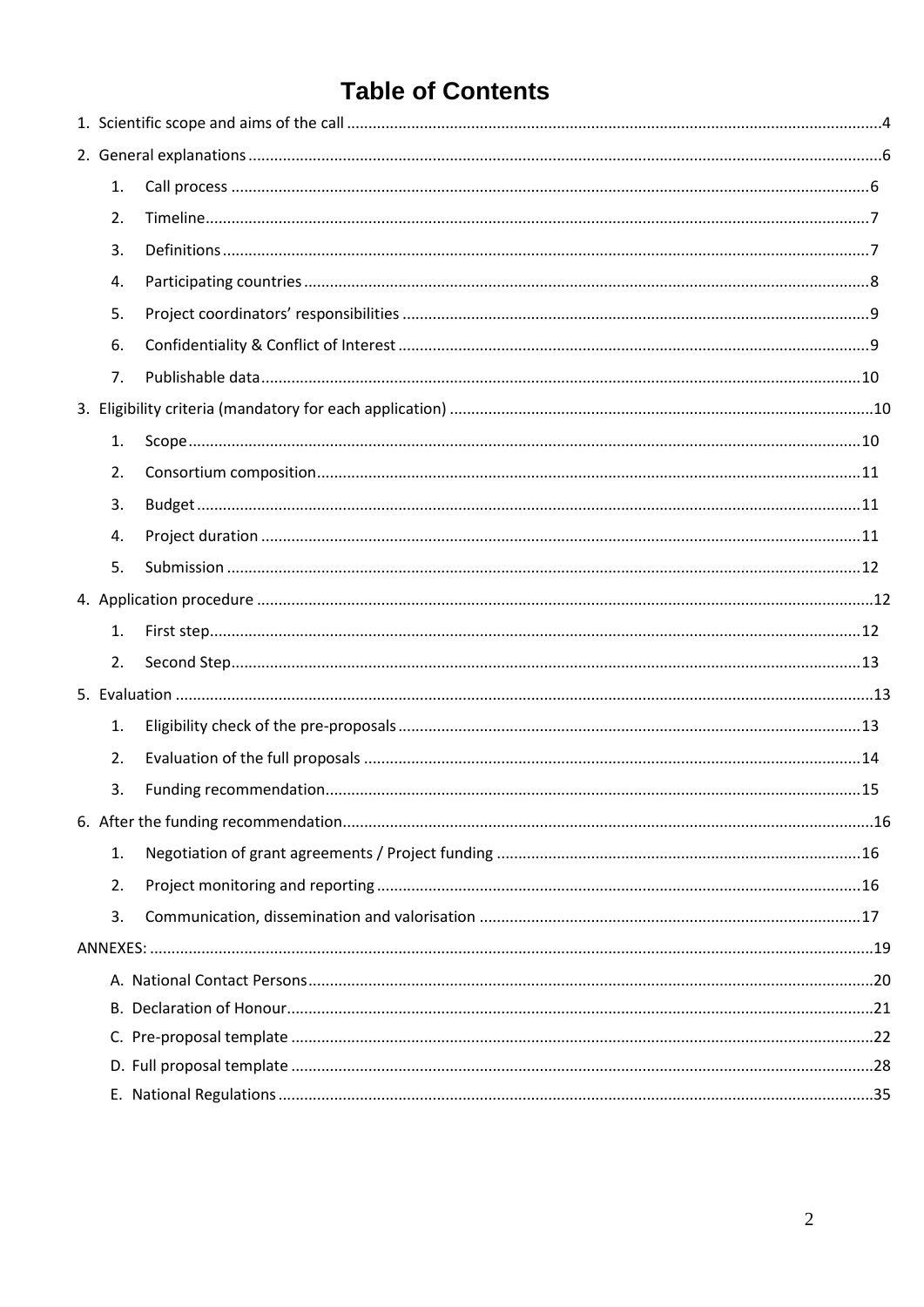# Table of Contents

1. Scientific scope and aims of the call ..... 4
2. General explanations ..... 6
    1. Call process ..... 6
    2. Timeline ..... 7
    3. Definitions ..... 7
    4. Participating countries ..... 8
    5. Project coordinators' responsibilities ..... 9
    6. Confidentiality & Conflict of Interest ..... 9
    7. Publishable data ..... 10
3. Eligibility criteria (mandatory for each application) ..... 10
    1. Scope ..... 10
    2. Consortium composition ..... 11
    3. Budget ..... 11
    4. Project duration ..... 11
    5. Submission ..... 12
4. Application procedure ..... 12
    1. First step ..... 12
    2. Second Step ..... 13
5. Evaluation ..... 13
    1. Eligibility check of the pre-proposals ..... 13
    2. Evaluation of the full proposals ..... 14
    3. Funding recommendation ..... 15
6. After the funding recommendation ..... 16
    1. Negotiation of grant agreements / Project funding ..... 16
    2. Project monitoring and reporting ..... 16
    3. Communication, dissemination and valorisation ..... 17

ANNEXES: ..... 19

- A. National Contact Persons ..... 20
- B. Declaration of Honour ..... 21
- C. Pre-proposal template ..... 22
- D. Full proposal template ..... 28
- E. National Regulations ..... 35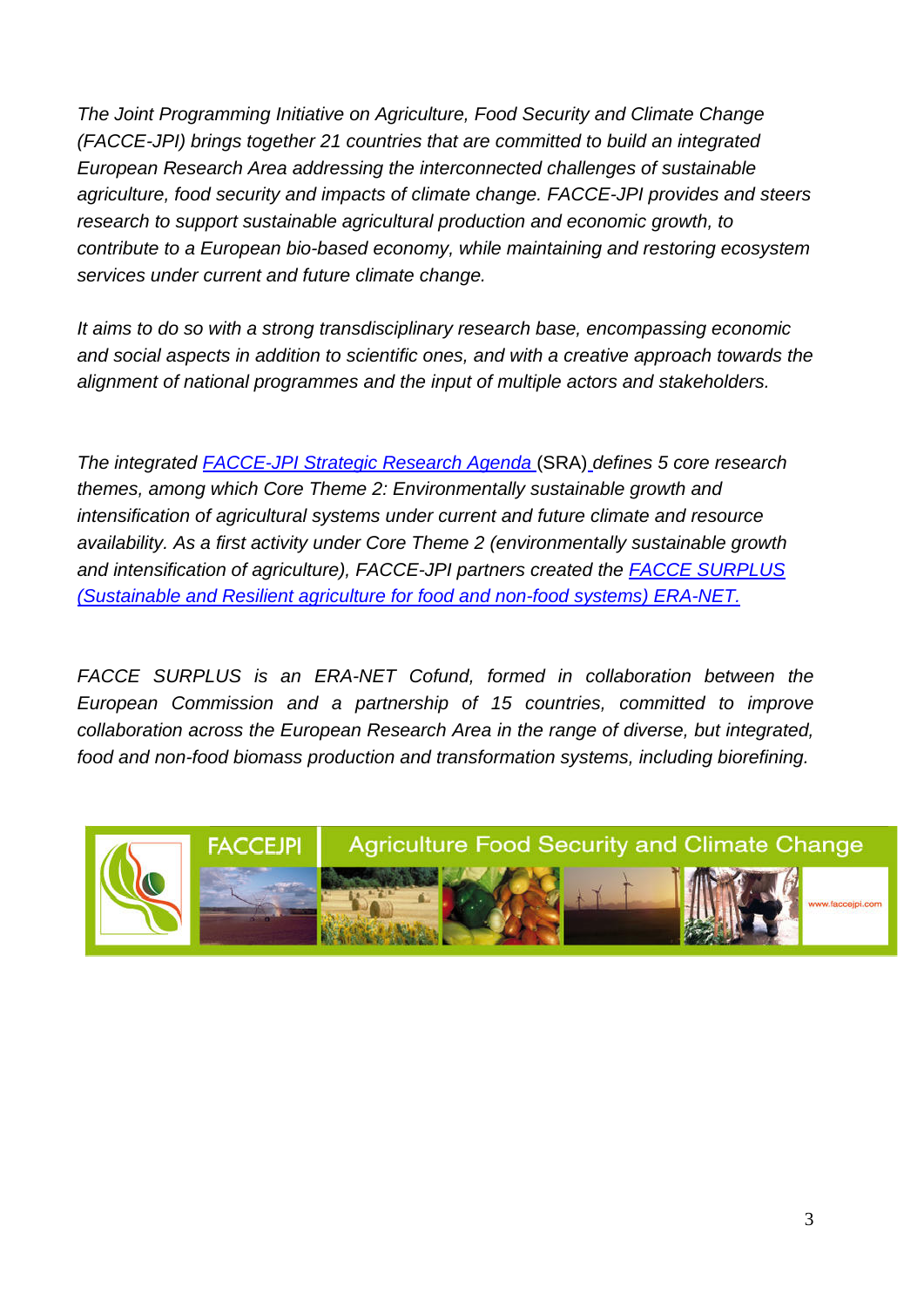*The Joint Programming Initiative on Agriculture, Food Security and Climate Change (FACCE-JPI) brings together 21 countries that are committed to build an integrated European Research Area addressing the interconnected challenges of sustainable agriculture, food security and impacts of climate change. FACCE-JPI provides and steers research to support sustainable agricultural production and economic growth, to contribute to a European bio-based economy, while maintaining and restoring ecosystem services under current and future climate change.*

*It aims to do so with a strong transdisciplinary research base, encompassing economic and social aspects in addition to scientific ones, and with a creative approach towards the alignment of national programmes and the input of multiple actors and stakeholders.*

*The integrated [FACCE-JPI Strategic Research Agenda]* (SRA) *defines 5 core research themes, among which Core Theme 2: Environmentally sustainable growth and intensification of agricultural systems under current and future climate and resource availability. As a first activity under Core Theme 2 (environmentally sustainable growth and intensification of agriculture), FACCE-JPI partners created the [FACCE SURPLUS (Sustainable and Resilient agriculture for food and non-food systems) ERA-NET.]*

*FACCE SURPLUS is an ERA-NET Cofund, formed in collaboration between the European Commission and a partnership of 15 countries, committed to improve collaboration across the European Research Area in the range of diverse, but integrated, food and non-food biomass production and transformation systems, including biorefining.*

FACCEJPI Agriculture Food Security and Climate Change

www.faccejpi.com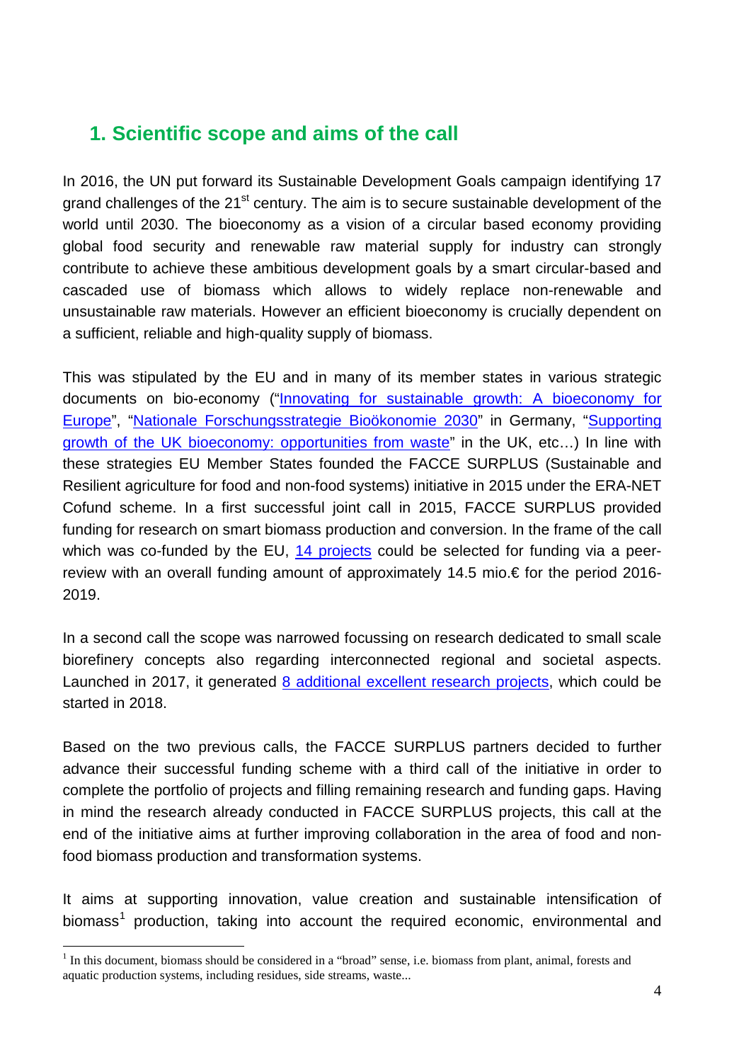## 1. Scientific scope and aims of the call

In 2016, the UN put forward its Sustainable Development Goals campaign identifying 17 grand challenges of the 21st century. The aim is to secure sustainable development of the world until 2030. The bioeconomy as a vision of a circular based economy providing global food security and renewable raw material supply for industry can strongly contribute to achieve these ambitious development goals by a smart circular-based and cascaded use of biomass which allows to widely replace non-renewable and unsustainable raw materials. However an efficient bioeconomy is crucially dependent on a sufficient, reliable and high-quality supply of biomass.

This was stipulated by the EU and in many of its member states in various strategic documents on bio-economy ("Innovating for sustainable growth: A bioeconomy for Europe", "Nationale Forschungsstrategie Bioökonomie 2030" in Germany, "Supporting growth of the UK bioeconomy: opportunities from waste" in the UK, etc…) In line with these strategies EU Member States founded the FACCE SURPLUS (Sustainable and Resilient agriculture for food and non-food systems) initiative in 2015 under the ERA-NET Cofund scheme. In a first successful joint call in 2015, FACCE SURPLUS provided funding for research on smart biomass production and conversion. In the frame of the call which was co-funded by the EU, 14 projects could be selected for funding via a peer-review with an overall funding amount of approximately 14.5 mio.€ for the period 2016-2019.

In a second call the scope was narrowed focussing on research dedicated to small scale biorefinery concepts also regarding interconnected regional and societal aspects. Launched in 2017, it generated 8 additional excellent research projects, which could be started in 2018.

Based on the two previous calls, the FACCE SURPLUS partners decided to further advance their successful funding scheme with a third call of the initiative in order to complete the portfolio of projects and filling remaining research and funding gaps. Having in mind the research already conducted in FACCE SURPLUS projects, this call at the end of the initiative aims at further improving collaboration in the area of food and non-food biomass production and transformation systems.

It aims at supporting innovation, value creation and sustainable intensification of biomass[1] production, taking into account the required economic, environmental and

[1] In this document, biomass should be considered in a "broad" sense, i.e. biomass from plant, animal, forests and aquatic production systems, including residues, side streams, waste...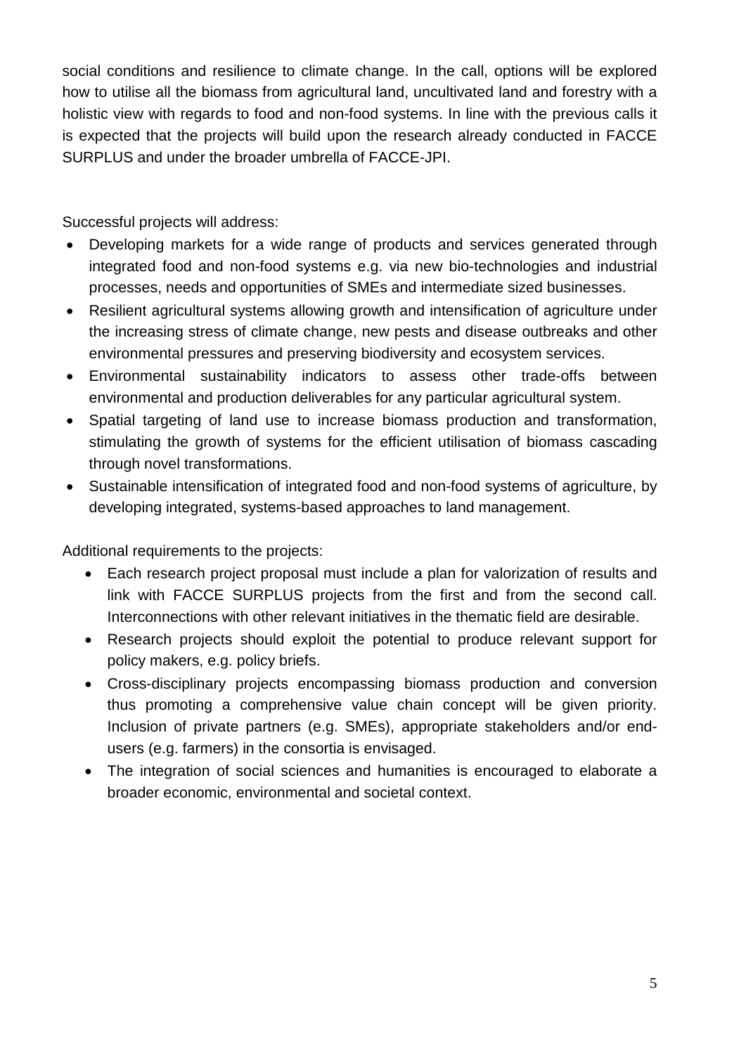social conditions and resilience to climate change. In the call, options will be explored how to utilise all the biomass from agricultural land, uncultivated land and forestry with a holistic view with regards to food and non-food systems. In line with the previous calls it is expected that the projects will build upon the research already conducted in FACCE SURPLUS and under the broader umbrella of FACCE-JPI.

Successful projects will address:

- Developing markets for a wide range of products and services generated through integrated food and non-food systems e.g. via new bio-technologies and industrial processes, needs and opportunities of SMEs and intermediate sized businesses.
- Resilient agricultural systems allowing growth and intensification of agriculture under the increasing stress of climate change, new pests and disease outbreaks and other environmental pressures and preserving biodiversity and ecosystem services.
- Environmental sustainability indicators to assess other trade-offs between environmental and production deliverables for any particular agricultural system.
- Spatial targeting of land use to increase biomass production and transformation, stimulating the growth of systems for the efficient utilisation of biomass cascading through novel transformations.
- Sustainable intensification of integrated food and non-food systems of agriculture, by developing integrated, systems-based approaches to land management.

Additional requirements to the projects:

- Each research project proposal must include a plan for valorization of results and link with FACCE SURPLUS projects from the first and from the second call. Interconnections with other relevant initiatives in the thematic field are desirable.
- Research projects should exploit the potential to produce relevant support for policy makers, e.g. policy briefs.
- Cross-disciplinary projects encompassing biomass production and conversion thus promoting a comprehensive value chain concept will be given priority. Inclusion of private partners (e.g. SMEs), appropriate stakeholders and/or end-users (e.g. farmers) in the consortia is envisaged.
- The integration of social sciences and humanities is encouraged to elaborate a broader economic, environmental and societal context.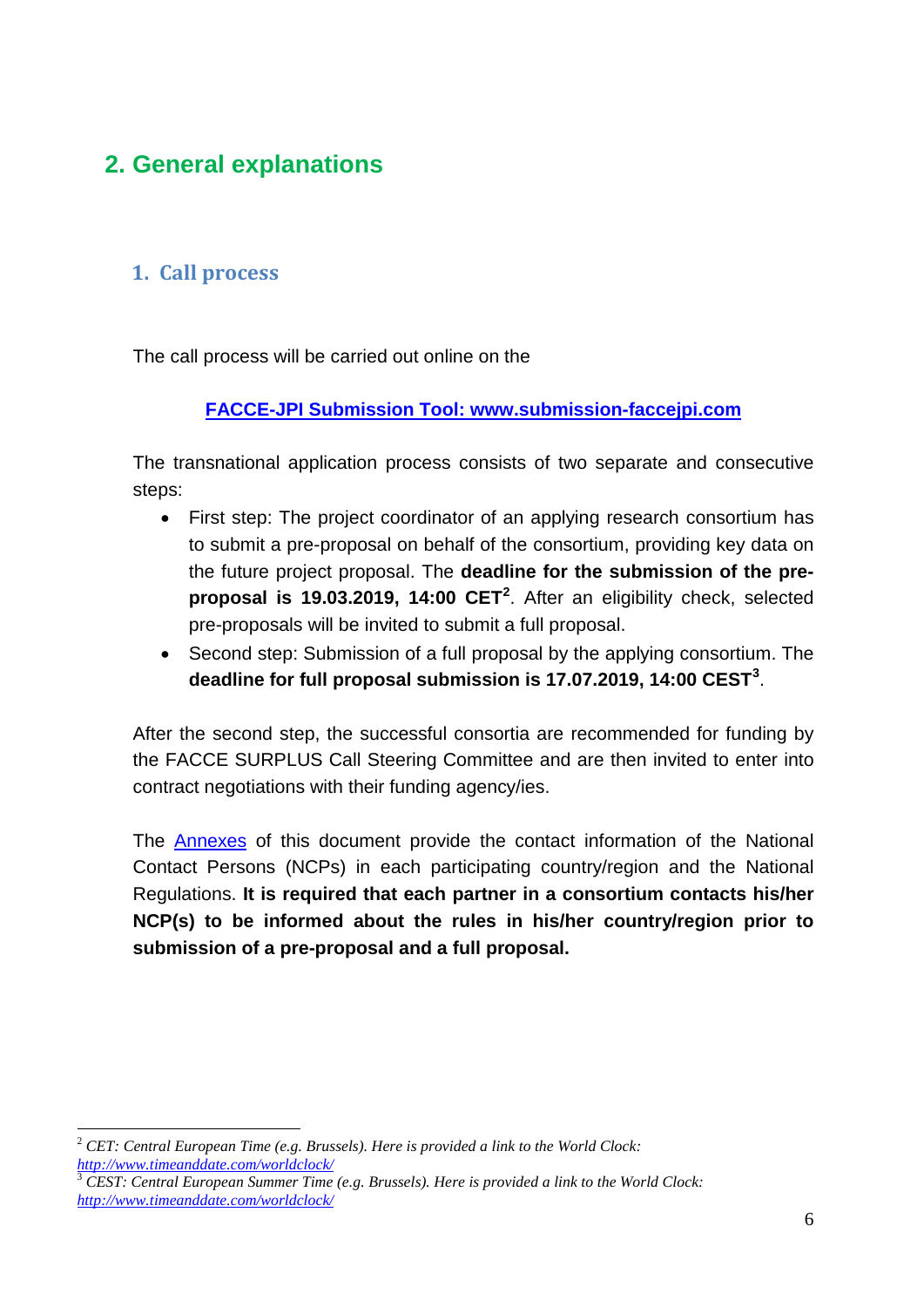# 2. General explanations

## 1. Call process

The call process will be carried out online on the

**[FACCE-JPI Submission Tool: www.submission-faccejpi.com](http://www.submission-faccejpi.com)**

The transnational application process consists of two separate and consecutive steps:

- First step: The project coordinator of an applying research consortium has to submit a pre-proposal on behalf of the consortium, providing key data on the future project proposal. The **deadline for the submission of the pre-proposal is 19.03.2019, 14:00 CET**[2]. After an eligibility check, selected pre-proposals will be invited to submit a full proposal.
- Second step: Submission of a full proposal by the applying consortium. The **deadline for full proposal submission is 17.07.2019, 14:00 CEST**[3].

After the second step, the successful consortia are recommended for funding by the FACCE SURPLUS Call Steering Committee and are then invited to enter into contract negotiations with their funding agency/ies.

The Annexes of this document provide the contact information of the National Contact Persons (NCPs) in each participating country/region and the National Regulations. **It is required that each partner in a consortium contacts his/her NCP(s) to be informed about the rules in his/her country/region prior to submission of a pre-proposal and a full proposal.**

---

[2] *CET: Central European Time (e.g. Brussels). Here is provided a link to the World Clock: [http://www.timeanddate.com/worldclock/](http://www.timeanddate.com/worldclock/)*

[3] *CEST: Central European Summer Time (e.g. Brussels). Here is provided a link to the World Clock: [http://www.timeanddate.com/worldclock/](http://www.timeanddate.com/worldclock/)*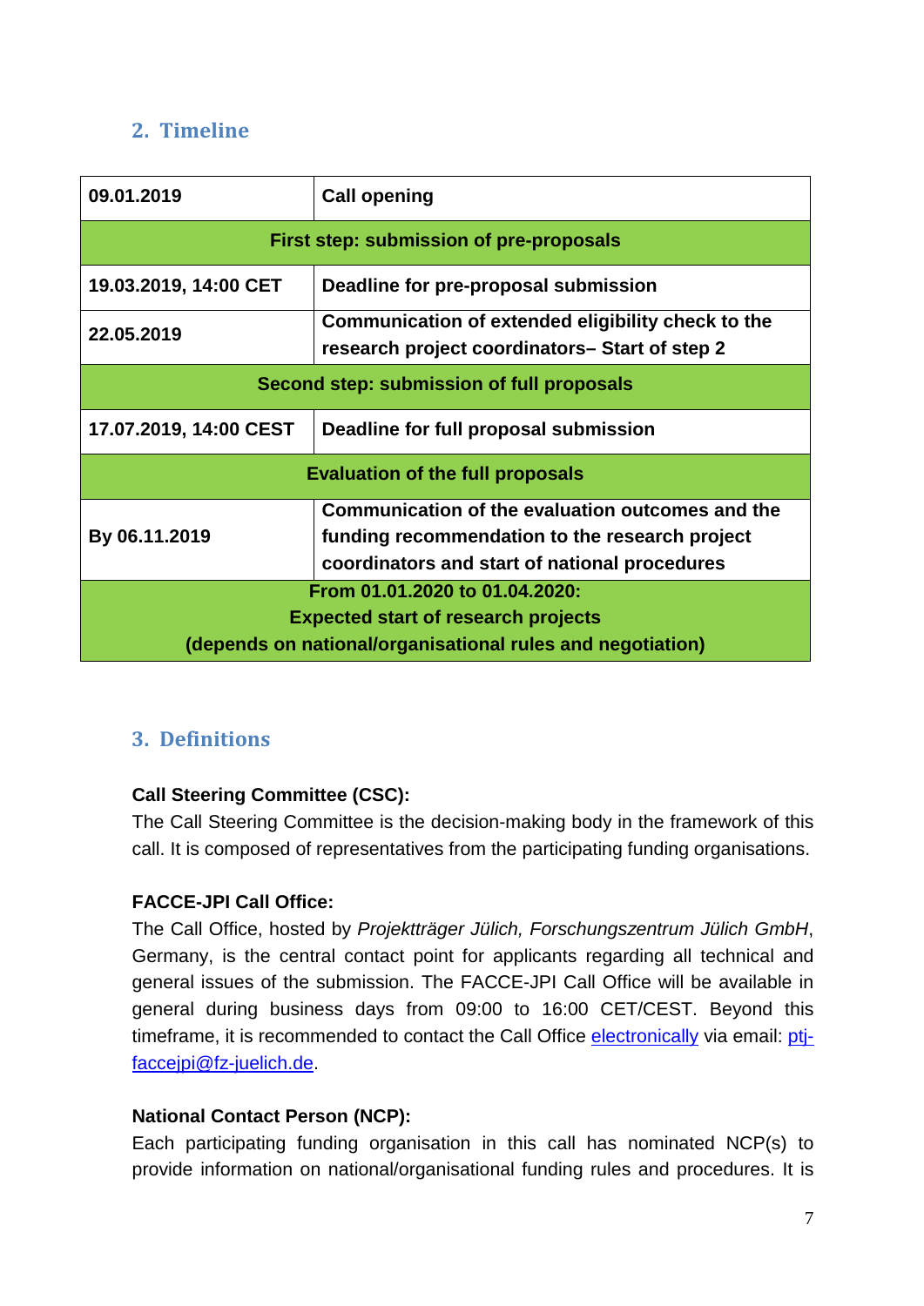## 2. Timeline

| | |
|---|---|
| **09.01.2019** | **Call opening** |
| **First step: submission of pre-proposals** | |
| **19.03.2019, 14:00 CET** | **Deadline for pre-proposal submission** |
| **22.05.2019** | **Communication of extended eligibility check to the research project coordinators– Start of step 2** |
| **Second step: submission of full proposals** | |
| **17.07.2019, 14:00 CEST** | **Deadline for full proposal submission** |
| **Evaluation of the full proposals** | |
| **By 06.11.2019** | **Communication of the evaluation outcomes and the funding recommendation to the research project coordinators and start of national procedures** |
| **From 01.01.2020 to 01.04.2020: Expected start of research projects (depends on national/organisational rules and negotiation)** | |

## 3. Definitions

**Call Steering Committee (CSC):**
The Call Steering Committee is the decision-making body in the framework of this call. It is composed of representatives from the participating funding organisations.

**FACCE-JPI Call Office:**
The Call Office, hosted by *Projektträger Jülich, Forschungszentrum Jülich GmbH*, Germany, is the central contact point for applicants regarding all technical and general issues of the submission. The FACCE-JPI Call Office will be available in general during business days from 09:00 to 16:00 CET/CEST. Beyond this timeframe, it is recommended to contact the Call Office electronically via email: ptj-faccejpi@fz-juelich.de.

**National Contact Person (NCP):**
Each participating funding organisation in this call has nominated NCP(s) to provide information on national/organisational funding rules and procedures. It is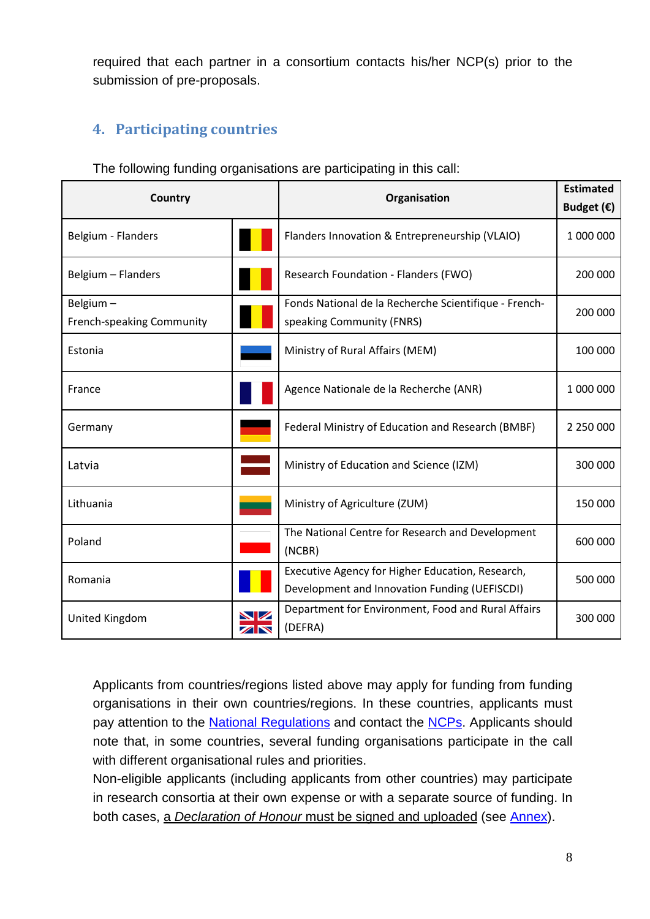required that each partner in a consortium contacts his/her NCP(s) prior to the submission of pre-proposals.

## 4. Participating countries

The following funding organisations are participating in this call:

| Country | | Organisation | Estimated Budget (€) |
|---|---|---|---|
| Belgium - Flanders | | Flanders Innovation & Entrepreneurship (VLAIO) | 1 000 000 |
| Belgium – Flanders | | Research Foundation - Flanders (FWO) | 200 000 |
| Belgium – French-speaking Community | | Fonds National de la Recherche Scientifique - French-speaking Community (FNRS) | 200 000 |
| Estonia | | Ministry of Rural Affairs (MEM) | 100 000 |
| France | | Agence Nationale de la Recherche (ANR) | 1 000 000 |
| Germany | | Federal Ministry of Education and Research (BMBF) | 2 250 000 |
| Latvia | | Ministry of Education and Science (IZM) | 300 000 |
| Lithuania | | Ministry of Agriculture (ZUM) | 150 000 |
| Poland | | The National Centre for Research and Development (NCBR) | 600 000 |
| Romania | | Executive Agency for Higher Education, Research, Development and Innovation Funding (UEFISCDI) | 500 000 |
| United Kingdom | | Department for Environment, Food and Rural Affairs (DEFRA) | 300 000 |

Applicants from countries/regions listed above may apply for funding from funding organisations in their own countries/regions. In these countries, applicants must pay attention to the National Regulations and contact the NCPs. Applicants should note that, in some countries, several funding organisations participate in the call with different organisational rules and priorities.
Non-eligible applicants (including applicants from other countries) may participate in research consortia at their own expense or with a separate source of funding. In both cases, a *Declaration of Honour* must be signed and uploaded (see Annex).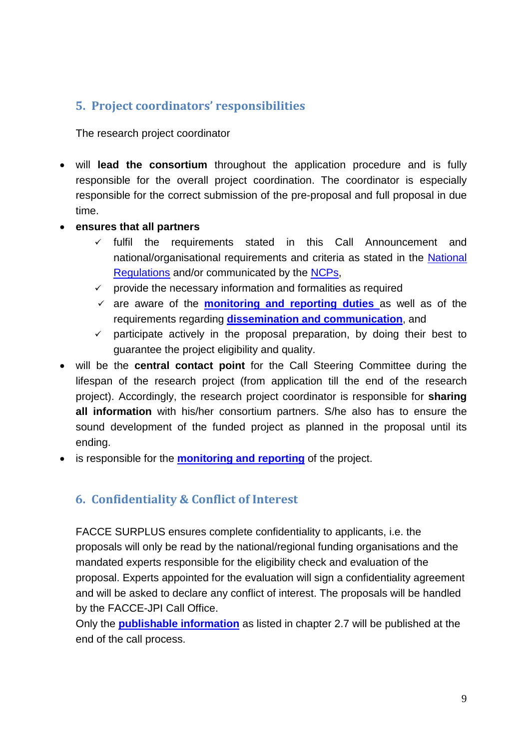## 5. Project coordinators' responsibilities

The research project coordinator

- will **lead the consortium** throughout the application procedure and is fully responsible for the overall project coordination. The coordinator is especially responsible for the correct submission of the pre-proposal and full proposal in due time.
- **ensures that all partners**
  - ✓ fulfil the requirements stated in this Call Announcement and national/organisational requirements and criteria as stated in the National Regulations and/or communicated by the NCPs,
  - ✓ provide the necessary information and formalities as required
  - ✓ are aware of the **monitoring and reporting duties** as well as of the requirements regarding **dissemination and communication**, and
  - ✓ participate actively in the proposal preparation, by doing their best to guarantee the project eligibility and quality.
- will be the **central contact point** for the Call Steering Committee during the lifespan of the research project (from application till the end of the research project). Accordingly, the research project coordinator is responsible for **sharing all information** with his/her consortium partners. S/he also has to ensure the sound development of the funded project as planned in the proposal until its ending.
- is responsible for the **monitoring and reporting** of the project.

## 6. Confidentiality & Conflict of Interest

FACCE SURPLUS ensures complete confidentiality to applicants, i.e. the proposals will only be read by the national/regional funding organisations and the mandated experts responsible for the eligibility check and evaluation of the proposal. Experts appointed for the evaluation will sign a confidentiality agreement and will be asked to declare any conflict of interest. The proposals will be handled by the FACCE-JPI Call Office.

Only the **publishable information** as listed in chapter 2.7 will be published at the end of the call process.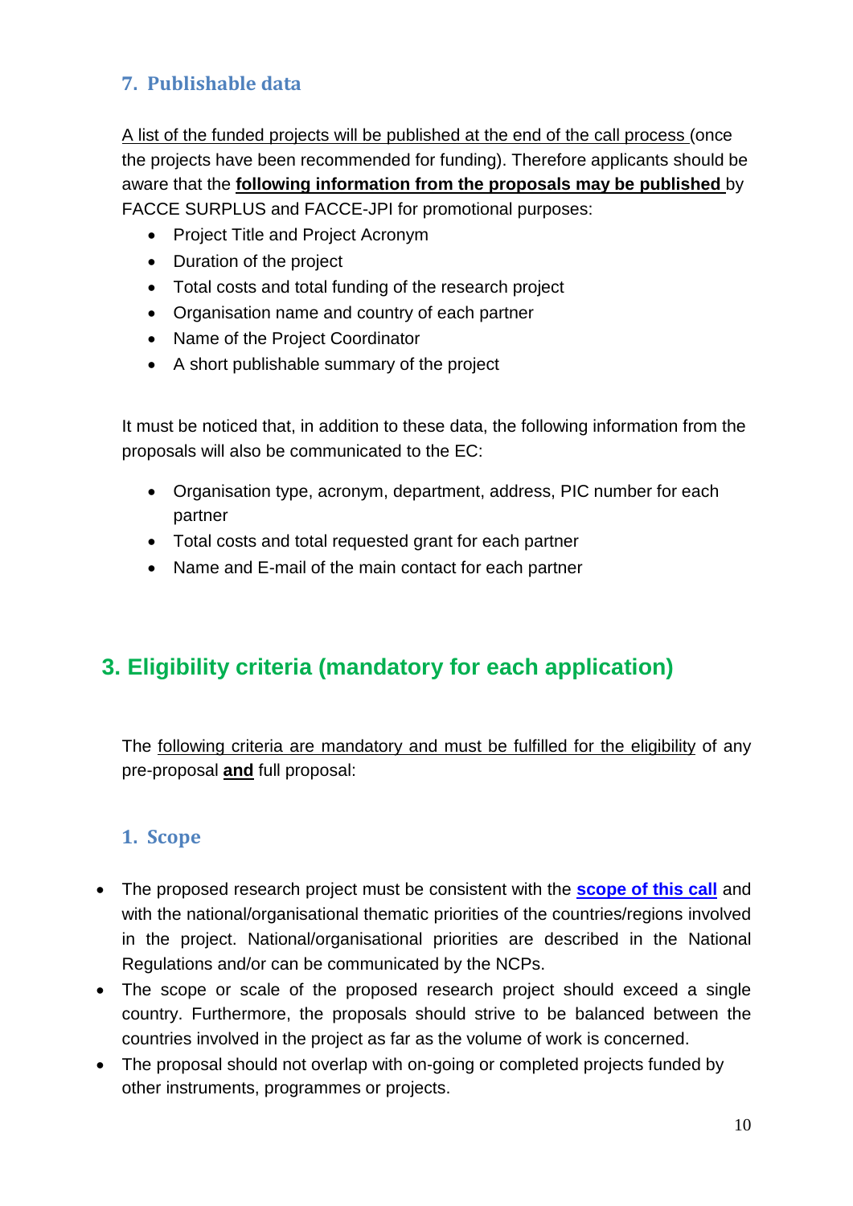### 7. Publishable data

A list of the funded projects will be published at the end of the call process (once the projects have been recommended for funding). Therefore applicants should be aware that the **following information from the proposals may be published** by FACCE SURPLUS and FACCE-JPI for promotional purposes:

- Project Title and Project Acronym
- Duration of the project
- Total costs and total funding of the research project
- Organisation name and country of each partner
- Name of the Project Coordinator
- A short publishable summary of the project

It must be noticed that, in addition to these data, the following information from the proposals will also be communicated to the EC:

- Organisation type, acronym, department, address, PIC number for each partner
- Total costs and total requested grant for each partner
- Name and E-mail of the main contact for each partner

## 3. Eligibility criteria (mandatory for each application)

The following criteria are mandatory and must be fulfilled for the eligibility of any pre-proposal **and** full proposal:

### 1. Scope

- The proposed research project must be consistent with the **scope of this call** and with the national/organisational thematic priorities of the countries/regions involved in the project. National/organisational priorities are described in the National Regulations and/or can be communicated by the NCPs.
- The scope or scale of the proposed research project should exceed a single country. Furthermore, the proposals should strive to be balanced between the countries involved in the project as far as the volume of work is concerned.
- The proposal should not overlap with on-going or completed projects funded by other instruments, programmes or projects.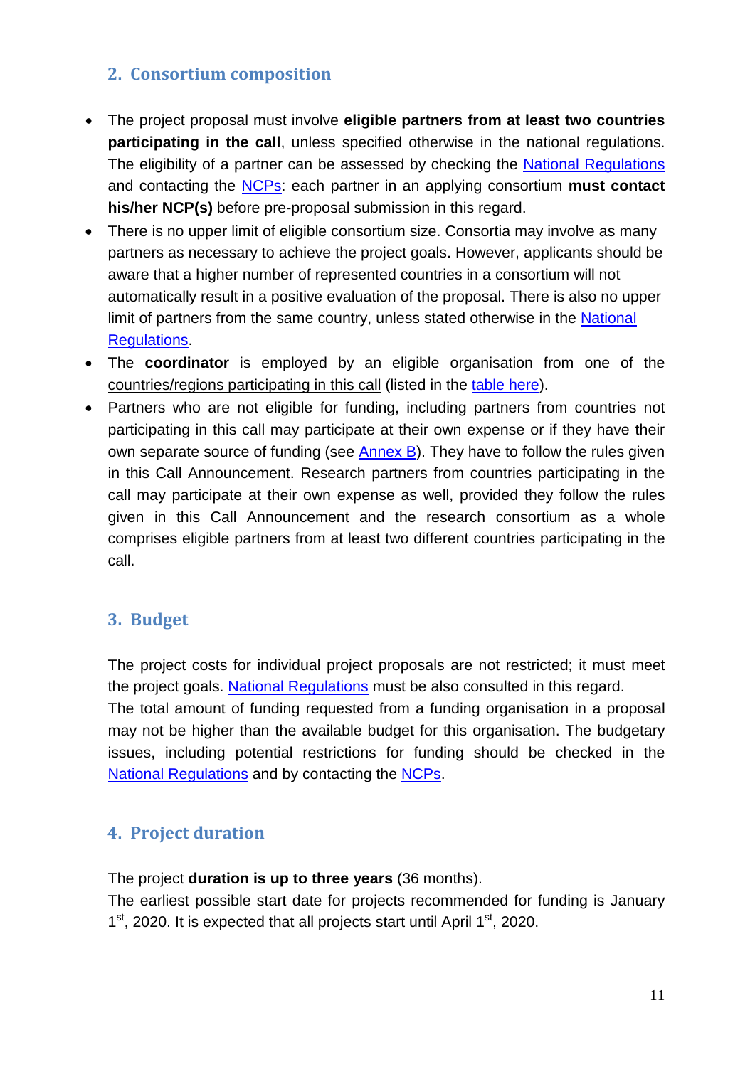## 2. Consortium composition

- The project proposal must involve **eligible partners from at least two countries participating in the call**, unless specified otherwise in the national regulations. The eligibility of a partner can be assessed by checking the National Regulations and contacting the NCPs: each partner in an applying consortium **must contact his/her NCP(s)** before pre-proposal submission in this regard.
- There is no upper limit of eligible consortium size. Consortia may involve as many partners as necessary to achieve the project goals. However, applicants should be aware that a higher number of represented countries in a consortium will not automatically result in a positive evaluation of the proposal. There is also no upper limit of partners from the same country, unless stated otherwise in the National Regulations.
- The **coordinator** is employed by an eligible organisation from one of the countries/regions participating in this call (listed in the table here).
- Partners who are not eligible for funding, including partners from countries not participating in this call may participate at their own expense or if they have their own separate source of funding (see Annex B). They have to follow the rules given in this Call Announcement. Research partners from countries participating in the call may participate at their own expense as well, provided they follow the rules given in this Call Announcement and the research consortium as a whole comprises eligible partners from at least two different countries participating in the call.

## 3. Budget

The project costs for individual project proposals are not restricted; it must meet the project goals. National Regulations must be also consulted in this regard.
The total amount of funding requested from a funding organisation in a proposal may not be higher than the available budget for this organisation. The budgetary issues, including potential restrictions for funding should be checked in the National Regulations and by contacting the NCPs.

## 4. Project duration

The project **duration is up to three years** (36 months).
The earliest possible start date for projects recommended for funding is January 1st, 2020. It is expected that all projects start until April 1st, 2020.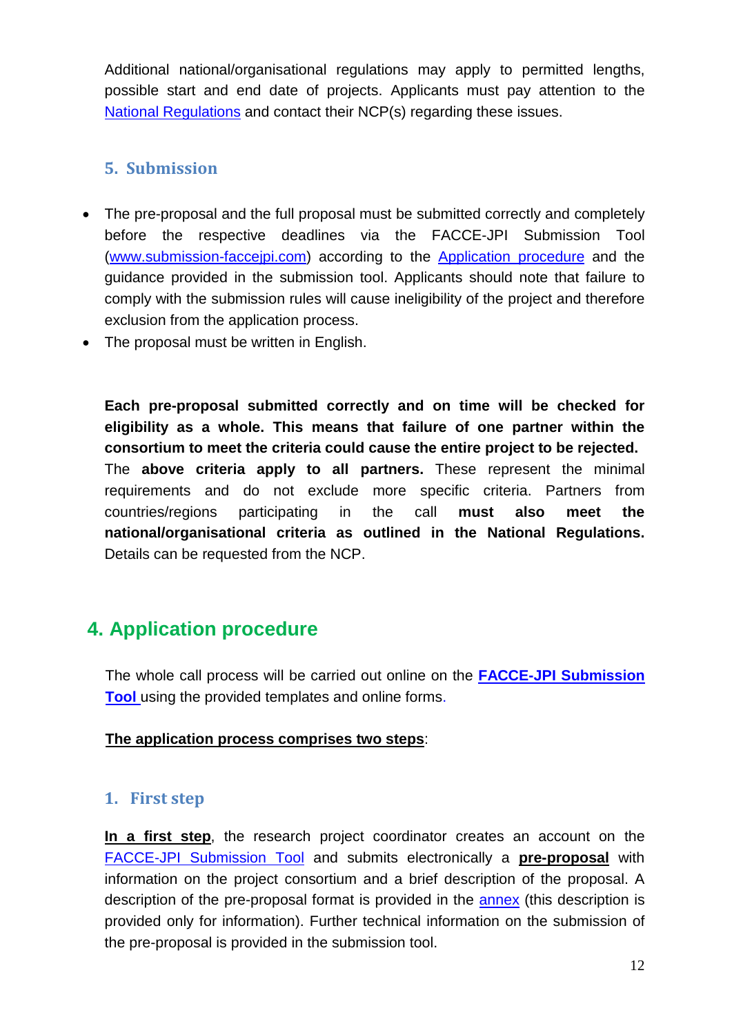Additional national/organisational regulations may apply to permitted lengths, possible start and end date of projects. Applicants must pay attention to the National Regulations and contact their NCP(s) regarding these issues.

### 5. Submission

- The pre-proposal and the full proposal must be submitted correctly and completely before the respective deadlines via the FACCE-JPI Submission Tool (www.submission-faccejpi.com) according to the Application procedure and the guidance provided in the submission tool. Applicants should note that failure to comply with the submission rules will cause ineligibility of the project and therefore exclusion from the application process.
- The proposal must be written in English.

**Each pre-proposal submitted correctly and on time will be checked for eligibility as a whole. This means that failure of one partner within the consortium to meet the criteria could cause the entire project to be rejected.** The **above criteria apply to all partners.** These represent the minimal requirements and do not exclude more specific criteria. Partners from countries/regions participating in the call **must also meet the national/organisational criteria as outlined in the National Regulations.** Details can be requested from the NCP.

## 4. Application procedure

The whole call process will be carried out online on the **FACCE-JPI Submission Tool** using the provided templates and online forms.

**The application process comprises two steps**:

### 1. First step

**In a first step**, the research project coordinator creates an account on the FACCE-JPI Submission Tool and submits electronically a **pre-proposal** with information on the project consortium and a brief description of the proposal. A description of the pre-proposal format is provided in the annex (this description is provided only for information). Further technical information on the submission of the pre-proposal is provided in the submission tool.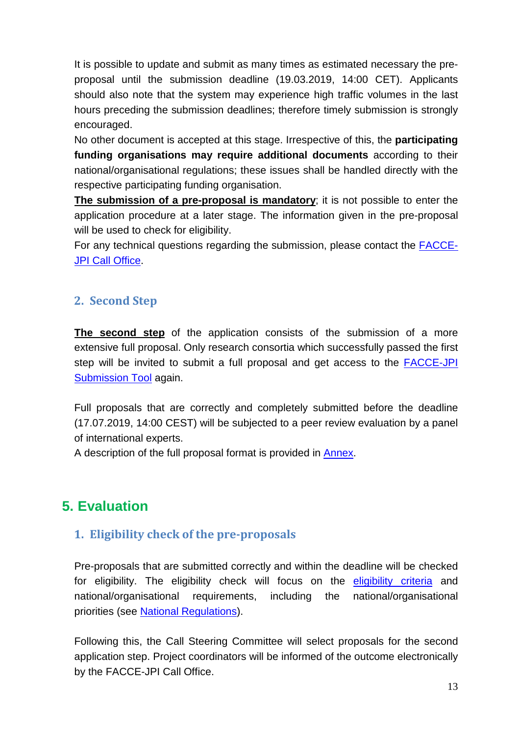It is possible to update and submit as many times as estimated necessary the pre-proposal until the submission deadline (19.03.2019, 14:00 CET). Applicants should also note that the system may experience high traffic volumes in the last hours preceding the submission deadlines; therefore timely submission is strongly encouraged.

No other document is accepted at this stage. Irrespective of this, the **participating funding organisations may require additional documents** according to their national/organisational regulations; these issues shall be handled directly with the respective participating funding organisation.

**The submission of a pre-proposal is mandatory**; it is not possible to enter the application procedure at a later stage. The information given in the pre-proposal will be used to check for eligibility.

For any technical questions regarding the submission, please contact the FACCE-JPI Call Office.

### 2. Second Step

**The second step** of the application consists of the submission of a more extensive full proposal. Only research consortia which successfully passed the first step will be invited to submit a full proposal and get access to the FACCE-JPI Submission Tool again.

Full proposals that are correctly and completely submitted before the deadline (17.07.2019, 14:00 CEST) will be subjected to a peer review evaluation by a panel of international experts.

A description of the full proposal format is provided in Annex.

## 5. Evaluation

### 1. Eligibility check of the pre-proposals

Pre-proposals that are submitted correctly and within the deadline will be checked for eligibility. The eligibility check will focus on the eligibility criteria and national/organisational requirements, including the national/organisational priorities (see National Regulations).

Following this, the Call Steering Committee will select proposals for the second application step. Project coordinators will be informed of the outcome electronically by the FACCE-JPI Call Office.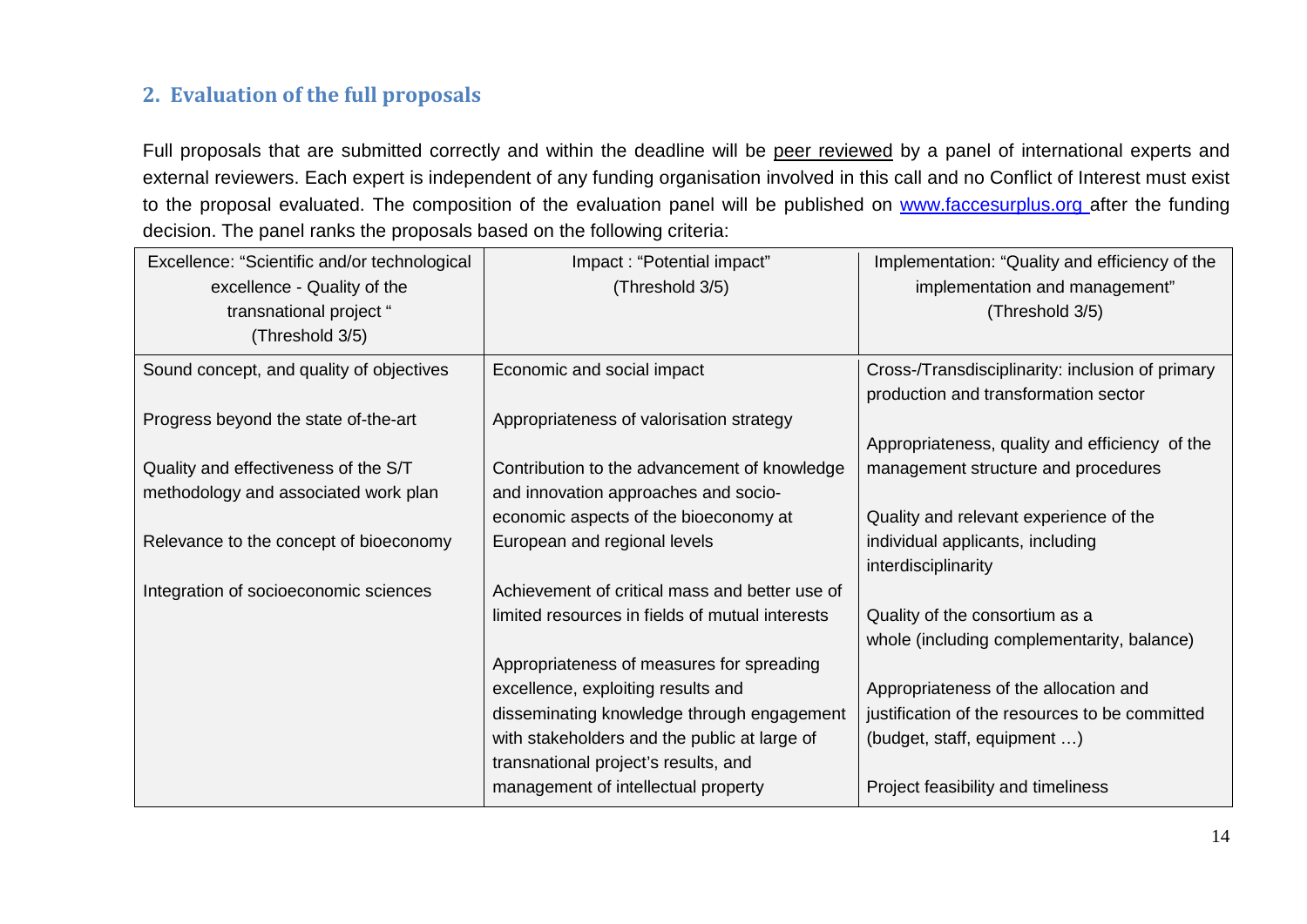## 2. Evaluation of the full proposals

Full proposals that are submitted correctly and within the deadline will be peer reviewed by a panel of international experts and external reviewers. Each expert is independent of any funding organisation involved in this call and no Conflict of Interest must exist to the proposal evaluated. The composition of the evaluation panel will be published on [www.faccesurplus.org](http://www.faccesurplus.org) after the funding decision. The panel ranks the proposals based on the following criteria:

| Excellence: “Scientific and/or technological excellence - Quality of the transnational project “ (Threshold 3/5) | Impact : “Potential impact” (Threshold 3/5) | Implementation: “Quality and efficiency of the implementation and management” (Threshold 3/5) |
|---|---|---|
| Sound concept, and quality of objectives<br><br>Progress beyond the state of-the-art<br><br>Quality and effectiveness of the S/T methodology and associated work plan<br><br>Relevance to the concept of bioeconomy<br><br>Integration of socioeconomic sciences | Economic and social impact<br><br>Appropriateness of valorisation strategy<br><br>Contribution to the advancement of knowledge and innovation approaches and socio-economic aspects of the bioeconomy at European and regional levels<br><br>Achievement of critical mass and better use of limited resources in fields of mutual interests<br><br>Appropriateness of measures for spreading excellence, exploiting results and disseminating knowledge through engagement with stakeholders and the public at large of transnational project’s results, and management of intellectual property | Cross-/Transdisciplinarity: inclusion of primary production and transformation sector<br><br>Appropriateness, quality and efficiency of the management structure and procedures<br><br>Quality and relevant experience of the individual applicants, including interdisciplinarity<br><br>Quality of the consortium as a whole (including complementarity, balance)<br><br>Appropriateness of the allocation and justification of the resources to be committed (budget, staff, equipment …)<br><br>Project feasibility and timeliness |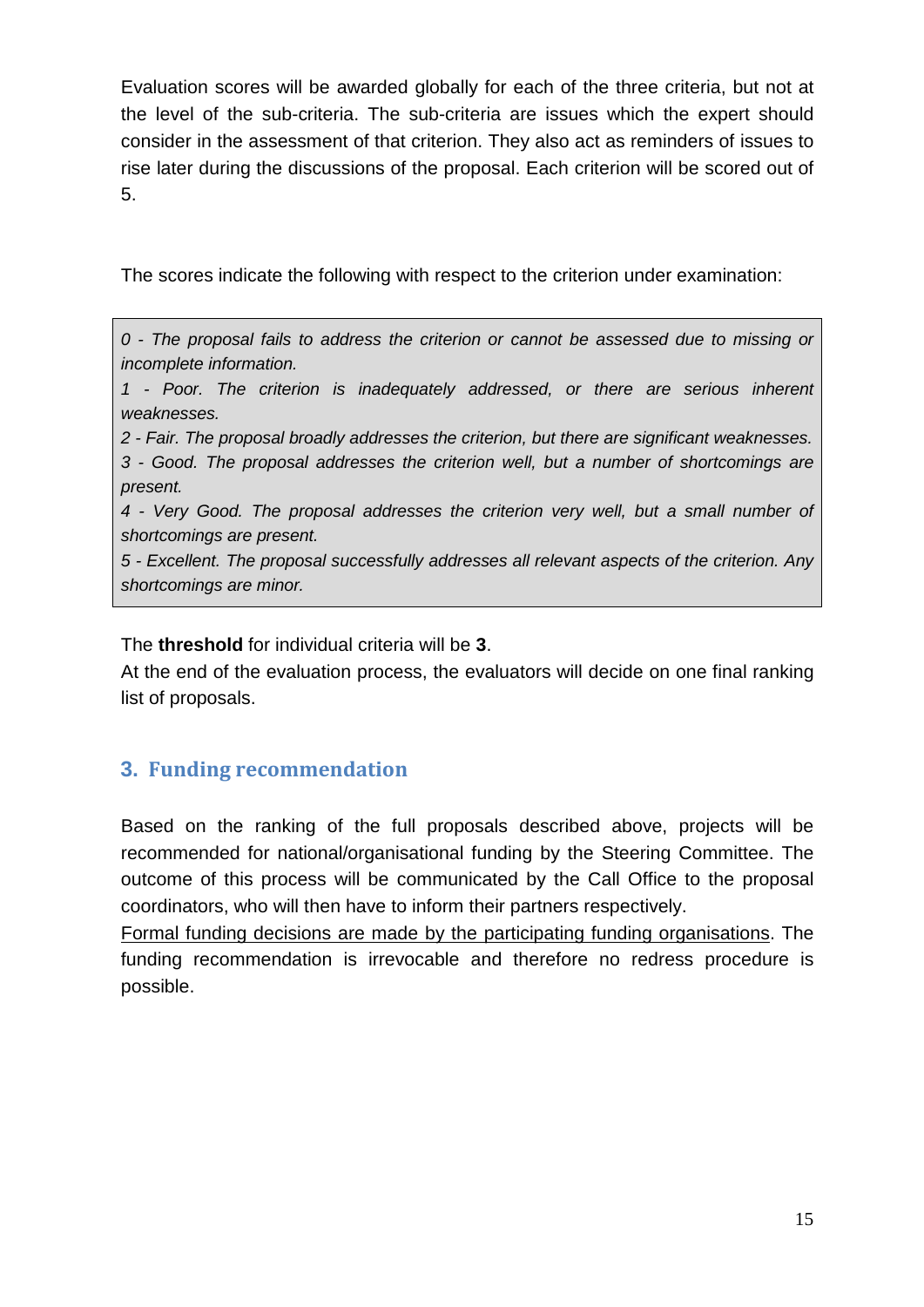Evaluation scores will be awarded globally for each of the three criteria, but not at the level of the sub-criteria. The sub-criteria are issues which the expert should consider in the assessment of that criterion. They also act as reminders of issues to rise later during the discussions of the proposal. Each criterion will be scored out of 5.

The scores indicate the following with respect to the criterion under examination:

*0 - The proposal fails to address the criterion or cannot be assessed due to missing or incomplete information.*
*1 - Poor. The criterion is inadequately addressed, or there are serious inherent weaknesses.*
*2 - Fair. The proposal broadly addresses the criterion, but there are significant weaknesses.*
*3 - Good. The proposal addresses the criterion well, but a number of shortcomings are present.*
*4 - Very Good. The proposal addresses the criterion very well, but a small number of shortcomings are present.*
*5 - Excellent. The proposal successfully addresses all relevant aspects of the criterion. Any shortcomings are minor.*

The **threshold** for individual criteria will be **3**.
At the end of the evaluation process, the evaluators will decide on one final ranking list of proposals.

## 3. Funding recommendation

Based on the ranking of the full proposals described above, projects will be recommended for national/organisational funding by the Steering Committee. The outcome of this process will be communicated by the Call Office to the proposal coordinators, who will then have to inform their partners respectively.
<u>Formal funding decisions are made by the participating funding organisations</u>. The funding recommendation is irrevocable and therefore no redress procedure is possible.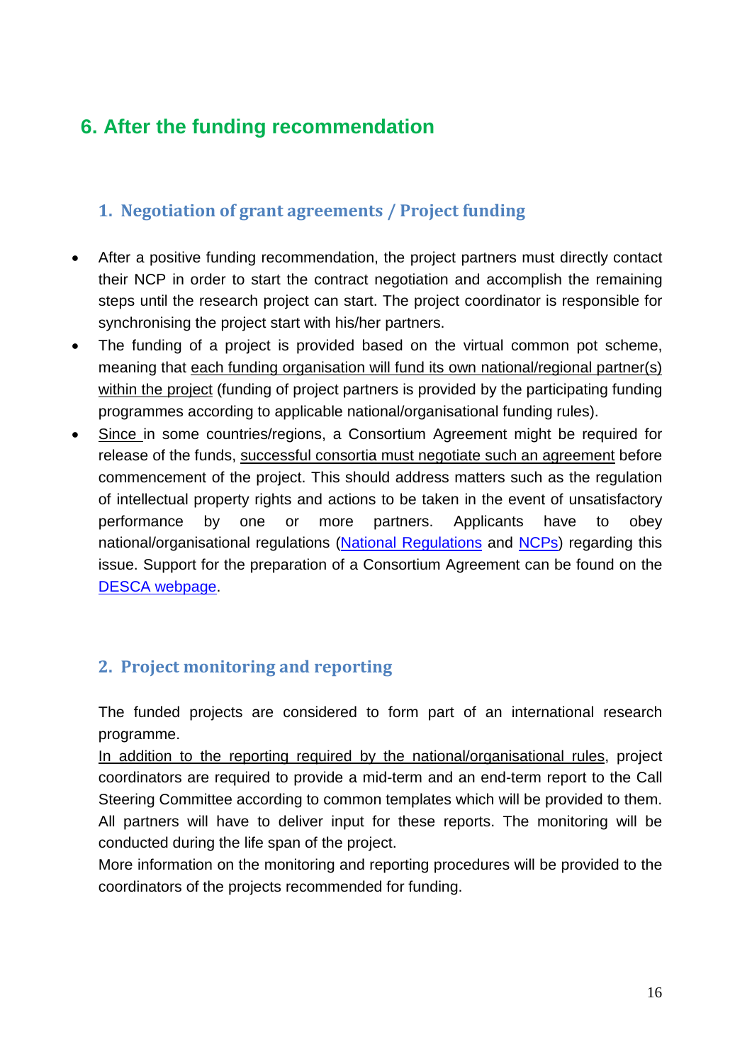# 6. After the funding recommendation

## 1. Negotiation of grant agreements / Project funding

- After a positive funding recommendation, the project partners must directly contact their NCP in order to start the contract negotiation and accomplish the remaining steps until the research project can start. The project coordinator is responsible for synchronising the project start with his/her partners.
- The funding of a project is provided based on the virtual common pot scheme, meaning that each funding organisation will fund its own national/regional partner(s) within the project (funding of project partners is provided by the participating funding programmes according to applicable national/organisational funding rules).
- Since in some countries/regions, a Consortium Agreement might be required for release of the funds, successful consortia must negotiate such an agreement before commencement of the project. This should address matters such as the regulation of intellectual property rights and actions to be taken in the event of unsatisfactory performance by one or more partners. Applicants have to obey national/organisational regulations (National Regulations and NCPs) regarding this issue. Support for the preparation of a Consortium Agreement can be found on the DESCA webpage.

## 2. Project monitoring and reporting

The funded projects are considered to form part of an international research programme.
In addition to the reporting required by the national/organisational rules, project coordinators are required to provide a mid-term and an end-term report to the Call Steering Committee according to common templates which will be provided to them. All partners will have to deliver input for these reports. The monitoring will be conducted during the life span of the project.
More information on the monitoring and reporting procedures will be provided to the coordinators of the projects recommended for funding.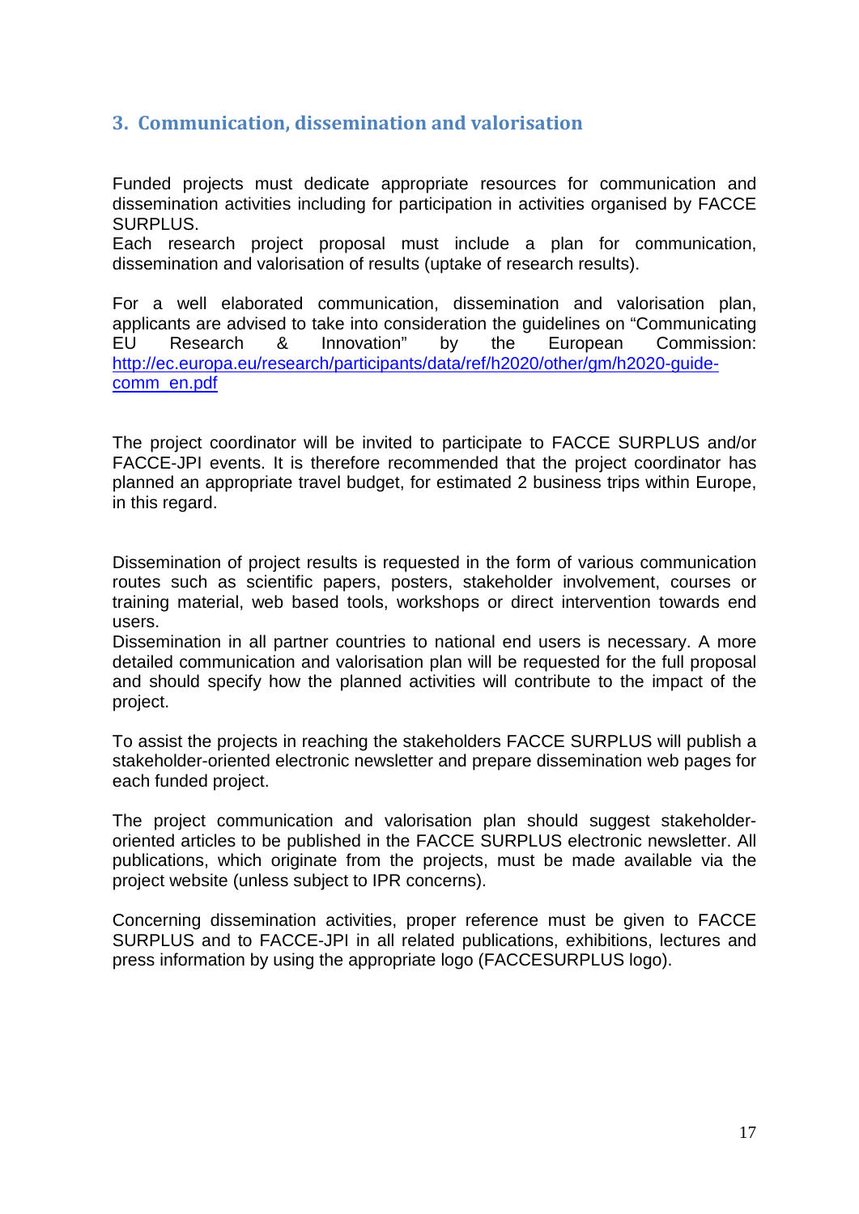## 3. Communication, dissemination and valorisation

Funded projects must dedicate appropriate resources for communication and dissemination activities including for participation in activities organised by FACCE SURPLUS.
Each research project proposal must include a plan for communication, dissemination and valorisation of results (uptake of research results).

For a well elaborated communication, dissemination and valorisation plan, applicants are advised to take into consideration the guidelines on "Communicating EU Research & Innovation" by the European Commission: [http://ec.europa.eu/research/participants/data/ref/h2020/other/gm/h2020-guide-comm_en.pdf](http://ec.europa.eu/research/participants/data/ref/h2020/other/gm/h2020-guide-comm_en.pdf)

The project coordinator will be invited to participate to FACCE SURPLUS and/or FACCE-JPI events. It is therefore recommended that the project coordinator has planned an appropriate travel budget, for estimated 2 business trips within Europe, in this regard.

Dissemination of project results is requested in the form of various communication routes such as scientific papers, posters, stakeholder involvement, courses or training material, web based tools, workshops or direct intervention towards end users.
Dissemination in all partner countries to national end users is necessary. A more detailed communication and valorisation plan will be requested for the full proposal and should specify how the planned activities will contribute to the impact of the project.

To assist the projects in reaching the stakeholders FACCE SURPLUS will publish a stakeholder-oriented electronic newsletter and prepare dissemination web pages for each funded project.

The project communication and valorisation plan should suggest stakeholder-oriented articles to be published in the FACCE SURPLUS electronic newsletter. All publications, which originate from the projects, must be made available via the project website (unless subject to IPR concerns).

Concerning dissemination activities, proper reference must be given to FACCE SURPLUS and to FACCE-JPI in all related publications, exhibitions, lectures and press information by using the appropriate logo (FACCESURPLUS logo).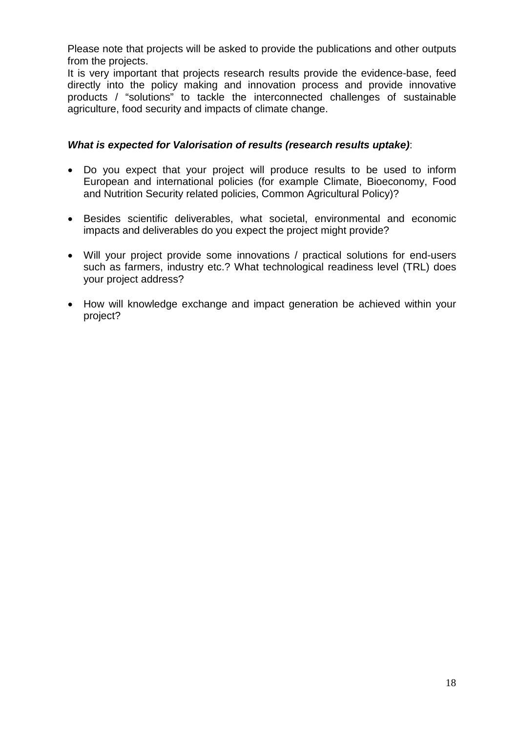Please note that projects will be asked to provide the publications and other outputs from the projects.
It is very important that projects research results provide the evidence-base, feed directly into the policy making and innovation process and provide innovative products / "solutions" to tackle the interconnected challenges of sustainable agriculture, food security and impacts of climate change.

***What is expected for Valorisation of results (research results uptake)***:

- Do you expect that your project will produce results to be used to inform European and international policies (for example Climate, Bioeconomy, Food and Nutrition Security related policies, Common Agricultural Policy)?
- Besides scientific deliverables, what societal, environmental and economic impacts and deliverables do you expect the project might provide?
- Will your project provide some innovations / practical solutions for end-users such as farmers, industry etc.? What technological readiness level (TRL) does your project address?
- How will knowledge exchange and impact generation be achieved within your project?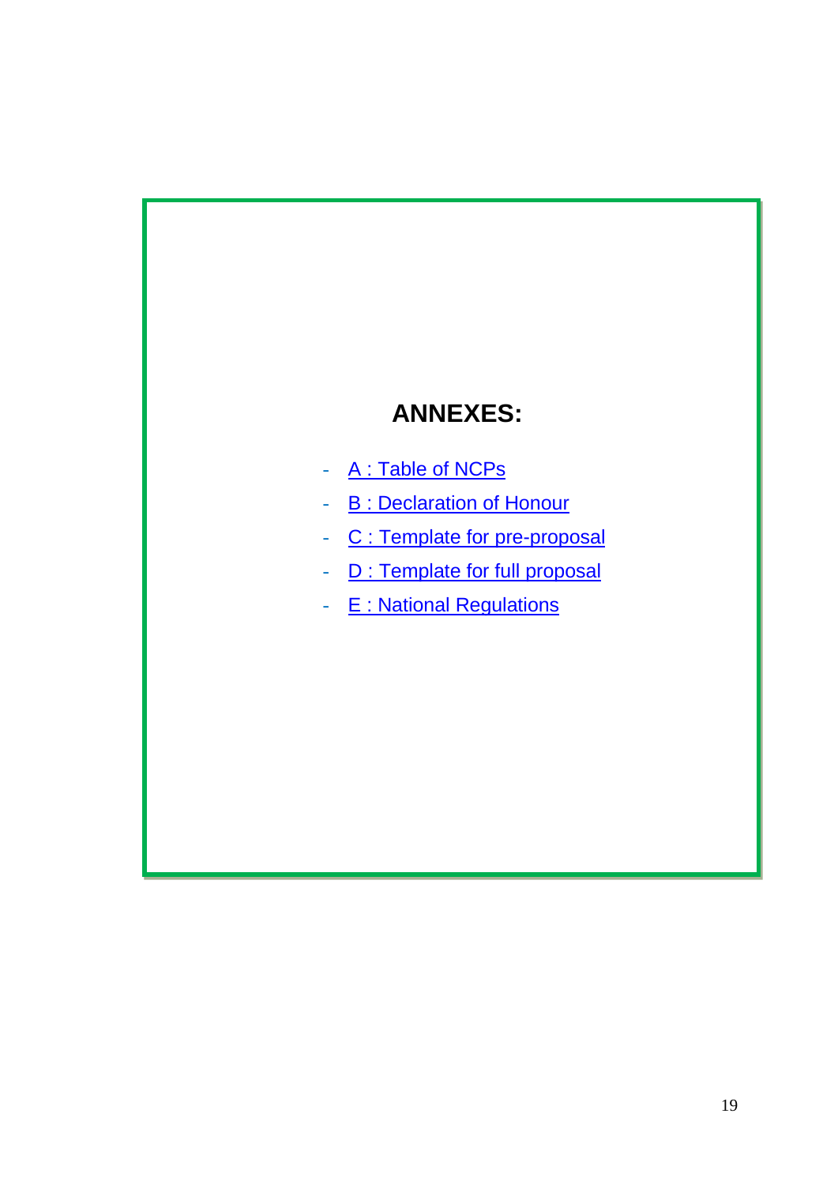# ANNEXES:

- A : Table of NCPs
- B : Declaration of Honour
- C : Template for pre-proposal
- D : Template for full proposal
- E : National Regulations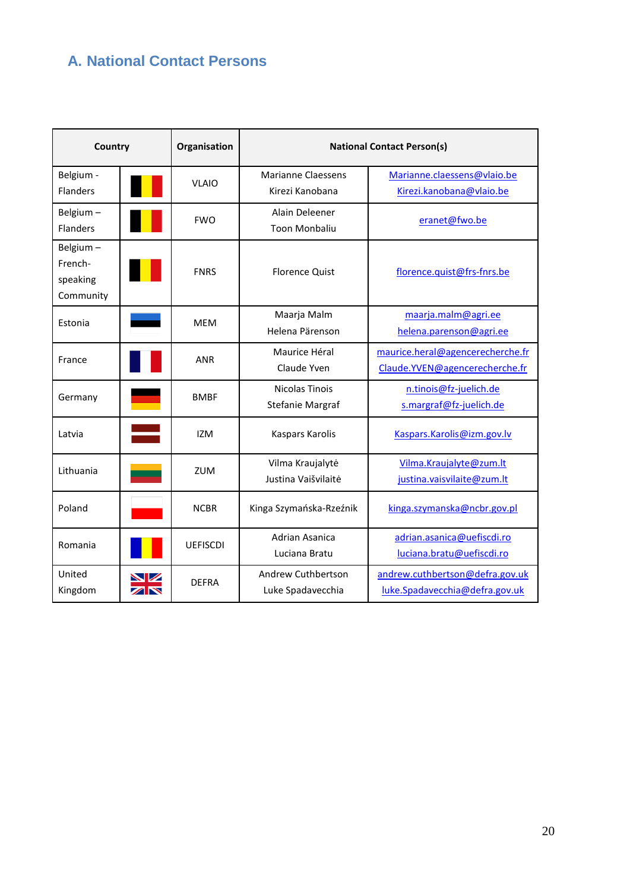## A. National Contact Persons

| Country | | Organisation | National Contact Person(s) | |
|---|---|---|---|---|
| Belgium - Flanders | | VLAIO | Marianne Claessens<br>Kirezi Kanobana | Marianne.claessens@vlaio.be<br>Kirezi.kanobana@vlaio.be |
| Belgium – Flanders | | FWO | Alain Deleener<br>Toon Monbaliu | eranet@fwo.be |
| Belgium – French-speaking Community | | FNRS | Florence Quist | florence.quist@frs-fnrs.be |
| Estonia | | MEM | Maarja Malm<br>Helena Pärenson | maarja.malm@agri.ee<br>helena.parenson@agri.ee |
| France | | ANR | Maurice Héral<br>Claude Yven | maurice.heral@agencerecherche.fr<br>Claude.YVEN@agencerecherche.fr |
| Germany | | BMBF | Nicolas Tinois<br>Stefanie Margraf | n.tinois@fz-juelich.de<br>s.margraf@fz-juelich.de |
| Latvia | | IZM | Kaspars Karolis | Kaspars.Karolis@izm.gov.lv |
| Lithuania | | ZUM | Vilma Kraujalytė<br>Justina Vaišvilaitė | Vilma.Kraujalyte@zum.lt<br>justina.vaisvilaite@zum.lt |
| Poland | | NCBR | Kinga Szymańska-Rzeźnik | kinga.szymanska@ncbr.gov.pl |
| Romania | | UEFISCDI | Adrian Asanica<br>Luciana Bratu | adrian.asanica@uefiscdi.ro<br>luciana.bratu@uefiscdi.ro |
| United Kingdom | | DEFRA | Andrew Cuthbertson<br>Luke Spadavecchia | andrew.cuthbertson@defra.gov.uk<br>luke.Spadavecchia@defra.gov.uk |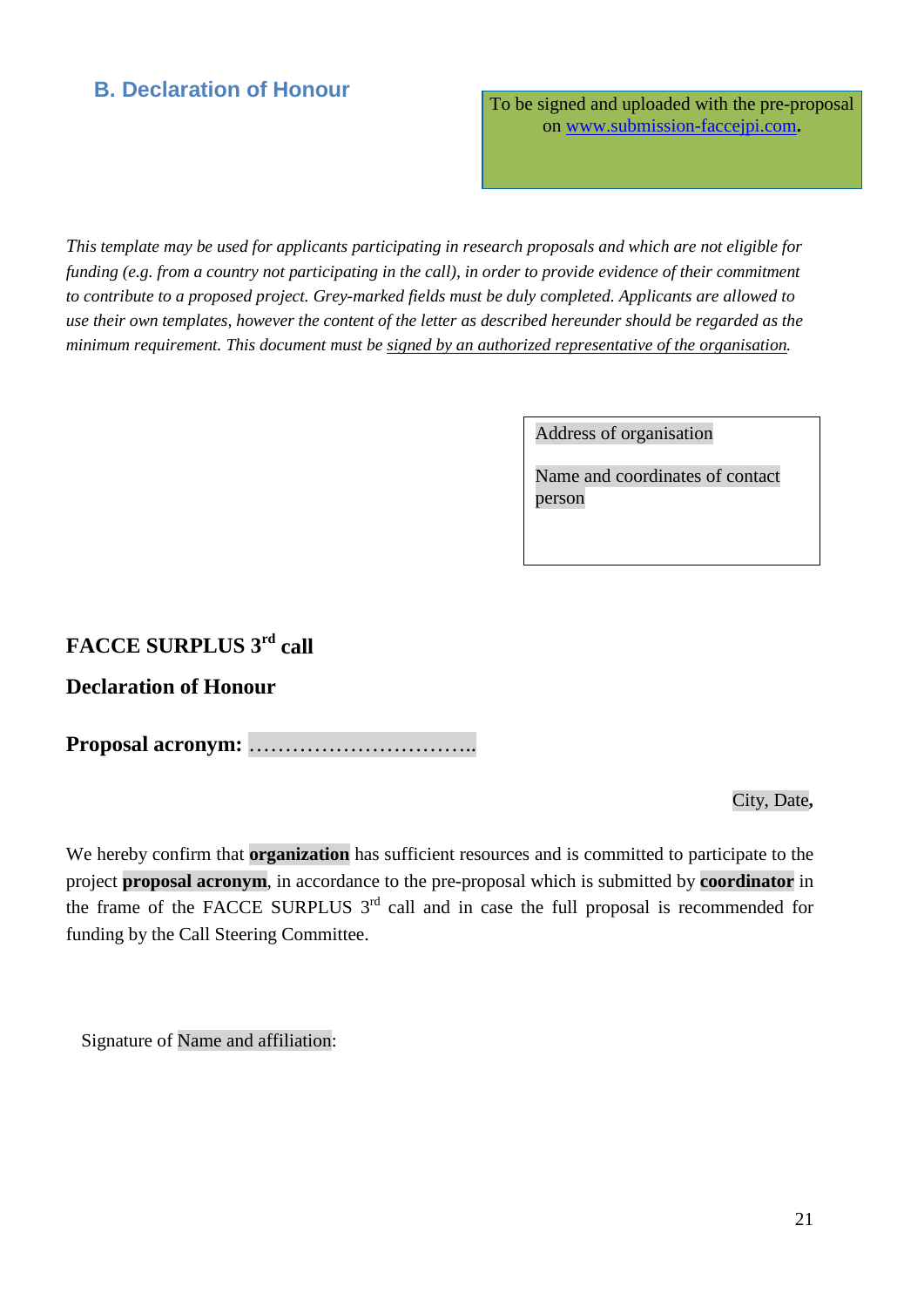## B. Declaration of Honour

To be signed and uploaded with the pre-proposal on [www.submission-faccejpi.com](http://www.submission-faccejpi.com).

*This template may be used for applicants participating in research proposals and which are not eligible for funding (e.g. from a country not participating in the call), in order to provide evidence of their commitment to contribute to a proposed project. Grey-marked fields must be duly completed. Applicants are allowed to use their own templates, however the content of the letter as described hereunder should be regarded as the minimum requirement. This document must be signed by an authorized representative of the organisation.*

Address of organisation

Name and coordinates of contact person

**FACCE SURPLUS 3rd call**

**Declaration of Honour**

**Proposal acronym: …………………………..**

City, Date,

We hereby confirm that **organization** has sufficient resources and is committed to participate to the project **proposal acronym**, in accordance to the pre-proposal which is submitted by **coordinator** in the frame of the FACCE SURPLUS 3rd call and in case the full proposal is recommended for funding by the Call Steering Committee.

Signature of Name and affiliation: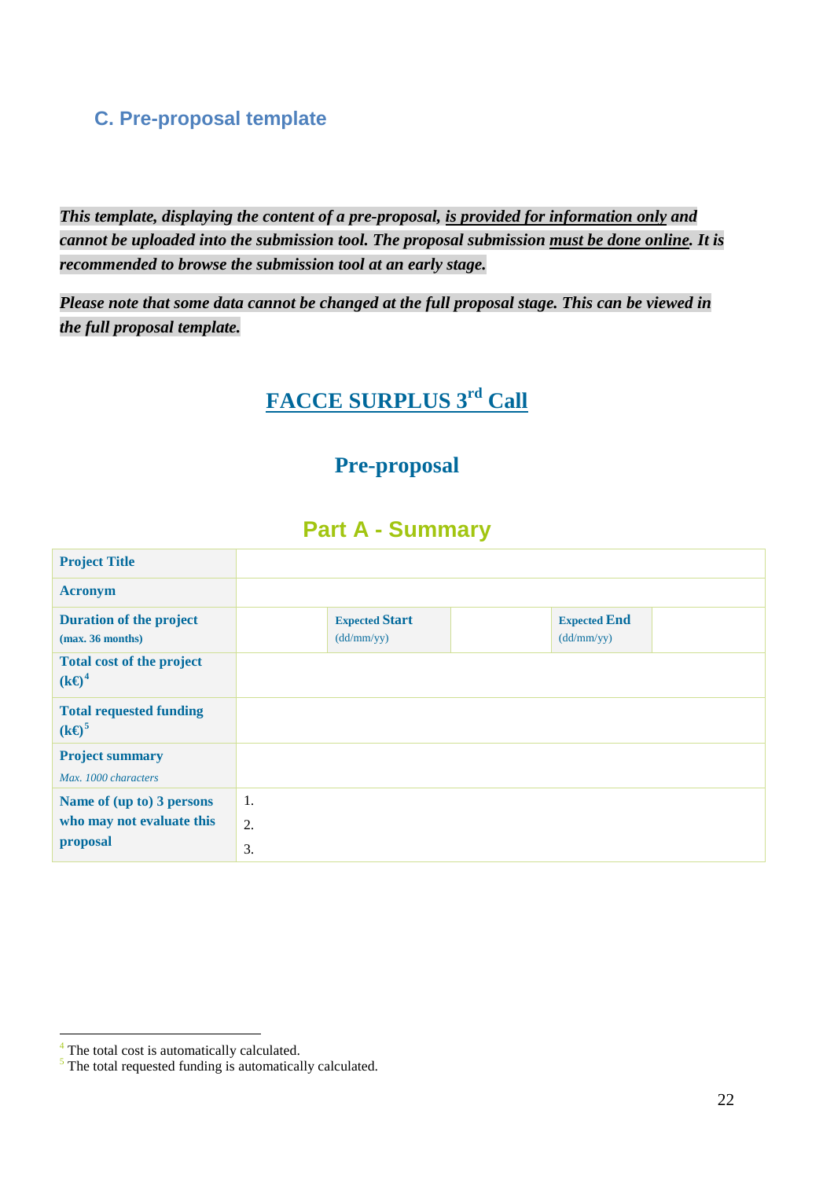## C. Pre-proposal template

***This template, displaying the content of a pre-proposal, is provided for information only and cannot be uploaded into the submission tool. The proposal submission must be done online. It is recommended to browse the submission tool at an early stage.***

***Please note that some data cannot be changed at the full proposal stage. This can be viewed in the full proposal template.***

# FACCE SURPLUS 3rd Call

## Pre-proposal

## Part A - Summary

| **Project Title** | | | | | |
|---|---|---|---|---|---|
| **Acronym** | | | | | |
| **Duration of the project** (max. 36 months) | | **Expected Start** (dd/mm/yy) | | **Expected End** (dd/mm/yy) | |
| **Total cost of the project (k€)**[4] | | | | | |
| **Total requested funding (k€)**[5] | | | | | |
| **Project summary** *Max. 1000 characters* | | | | | |
| **Name of (up to) 3 persons who may not evaluate this proposal** | 1.<br>2.<br>3. | | | | |

[4] The total cost is automatically calculated.
[5] The total requested funding is automatically calculated.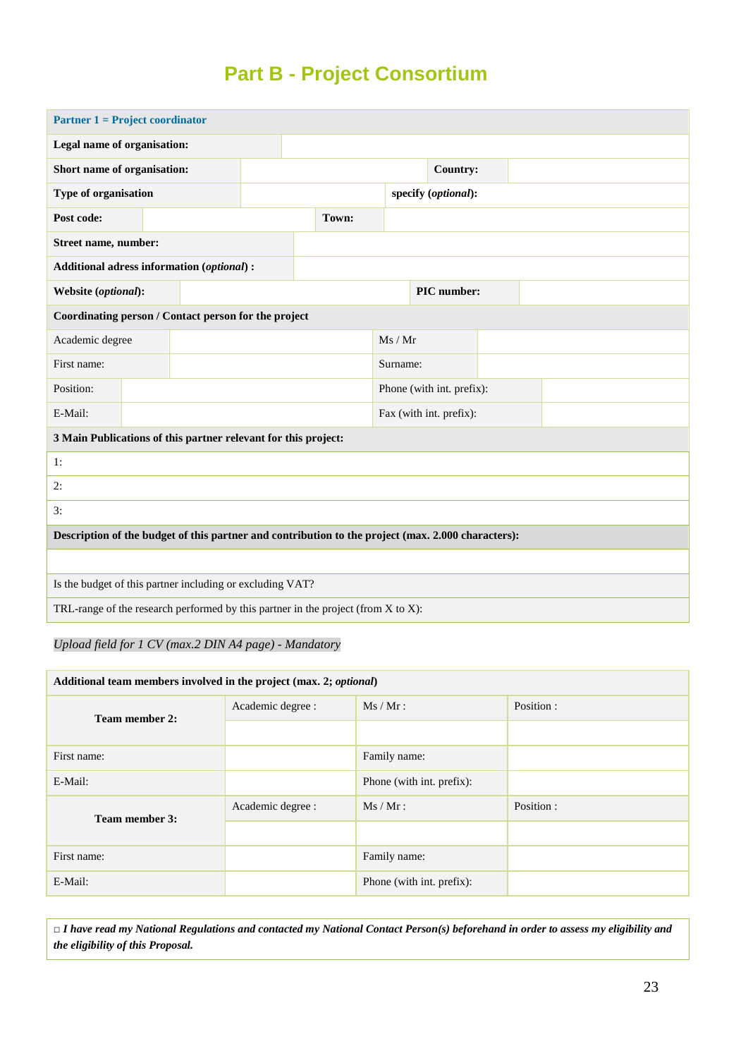# Part B - Project Consortium

| **Partner 1 = Project coordinator** | | | |
|---|---|---|---|
| **Legal name of organisation:** | | | |
| **Short name of organisation:** | | **Country:** | |
| **Type of organisation** | | **specify (*optional*):** | |
| **Post code:** | | **Town:** | |
| **Street name, number:** | | | |
| **Additional adress information (*optional*) :** | | | |
| **Website (*optional*):** | | **PIC number:** | |
| **Coordinating person / Contact person for the project** | | | |
| Academic degree | | Ms / Mr | |
| First name: | | Surname: | |
| Position: | | Phone (with int. prefix): | |
| E-Mail: | | Fax (with int. prefix): | |
| **3 Main Publications of this partner relevant for this project:** | | | |
| 1: | | | |
| 2: | | | |
| 3: | | | |
| **Description of the budget of this partner and contribution to the project (max. 2.000 characters):** | | | |
| | | | |
| Is the budget of this partner including or excluding VAT? | | | |
| TRL-range of the research performed by this partner in the project (from X to X): | | | |

*Upload field for 1 CV (max.2 DIN A4 page) - Mandatory*

| **Additional team members involved in the project (max. 2; *optional*)** | | | |
|---|---|---|---|
| **Team member 2:** | Academic degree : | Ms / Mr : | Position : |
| | | | |
| First name: | | Family name: | |
| E-Mail: | | Phone (with int. prefix): | |
| **Team member 3:** | Academic degree : | Ms / Mr : | Position : |
| | | | |
| First name: | | Family name: | |
| E-Mail: | | Phone (with int. prefix): | |

□ ***I have read my National Regulations and contacted my National Contact Person(s) beforehand in order to assess my eligibility and the eligibility of this Proposal.***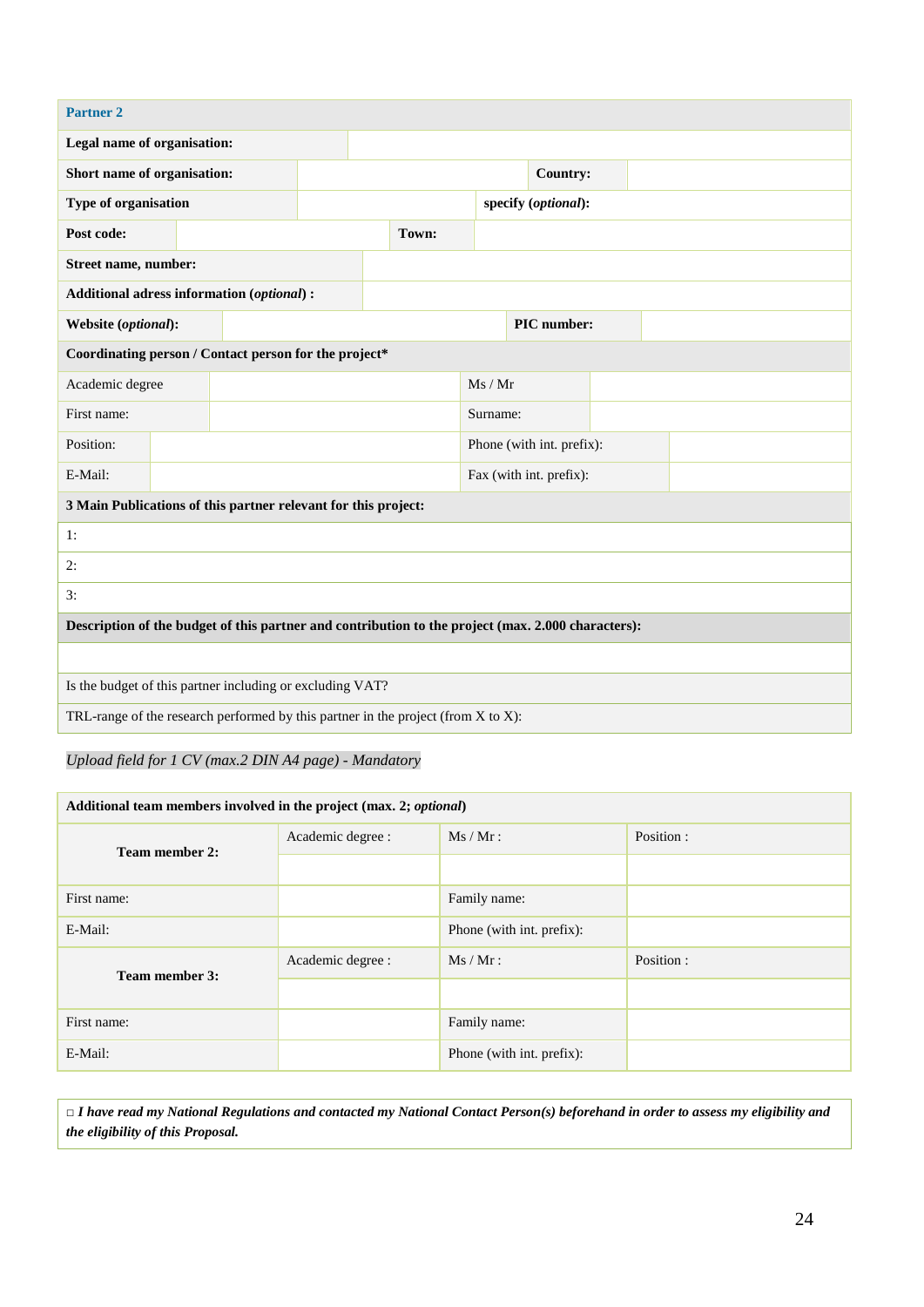| Partner 2 | | | |
|---|---|---|---|
| **Legal name of organisation:** | | | |
| **Short name of organisation:** | | **Country:** | |
| **Type of organisation** | | **specify (*optional*):** | |
| **Post code:** | | **Town:** | |
| **Street name, number:** | | | |
| **Additional adress information (*optional*) :** | | | |
| **Website (*optional*):** | | **PIC number:** | |
| **Coordinating person / Contact person for the project*** | | | |
| Academic degree | | Ms / Mr | |
| First name: | | Surname: | |
| Position: | | Phone (with int. prefix): | |
| E-Mail: | | Fax (with int. prefix): | |
| **3 Main Publications of this partner relevant for this project:** | | | |
| 1: | | | |
| 2: | | | |
| 3: | | | |
| **Description of the budget of this partner and contribution to the project (max. 2.000 characters):** | | | |
| | | | |
| Is the budget of this partner including or excluding VAT? | | | |
| TRL-range of the research performed by this partner in the project (from X to X): | | | |

*Upload field for 1 CV (max.2 DIN A4 page) - Mandatory*

| **Additional team members involved in the project (max. 2; *optional*)** | | | |
|---|---|---|---|
| **Team member 2:** | Academic degree : | Ms / Mr : | Position : |
| | | | |
| First name: | | Family name: | |
| E-Mail: | | Phone (with int. prefix): | |
| **Team member 3:** | Academic degree : | Ms / Mr : | Position : |
| | | | |
| First name: | | Family name: | |
| E-Mail: | | Phone (with int. prefix): | |

□ ***I have read my National Regulations and contacted my National Contact Person(s) beforehand in order to assess my eligibility and the eligibility of this Proposal.***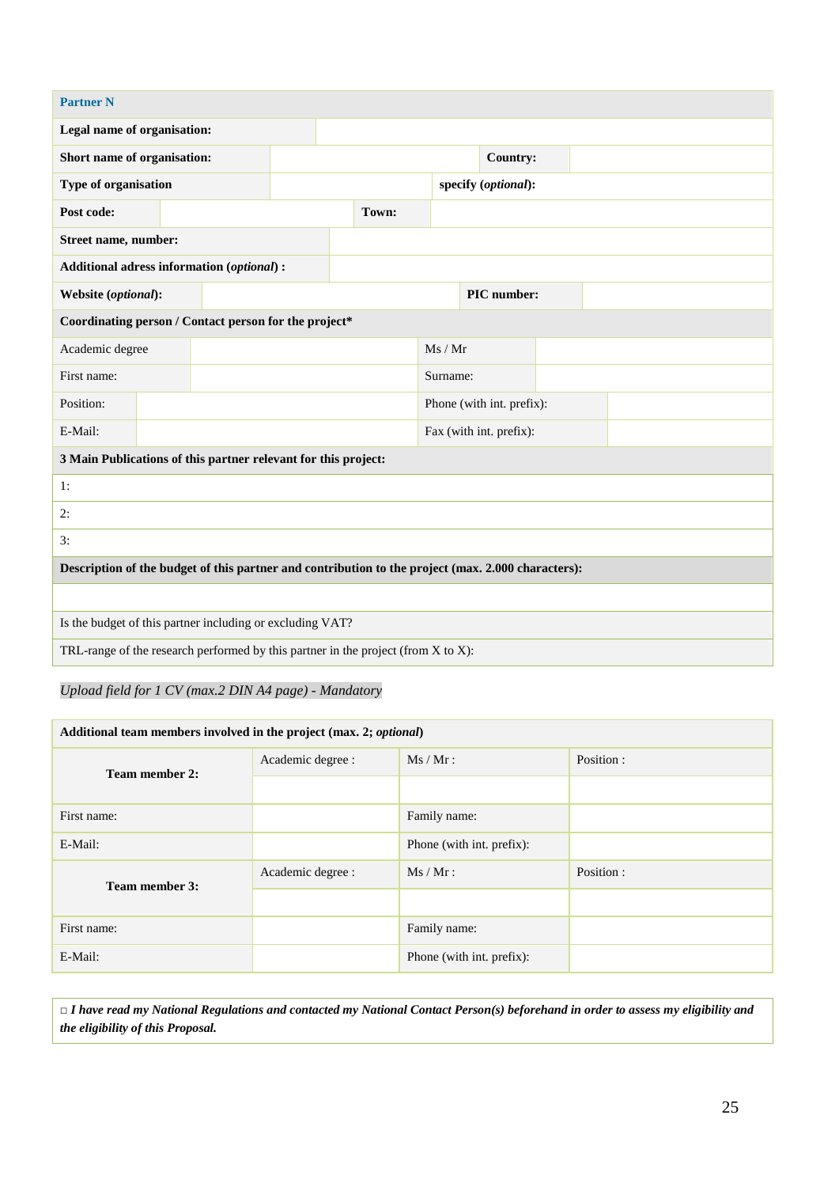| **Partner N** | | | |
|---|---|---|---|
| **Legal name of organisation:** | | | |
| **Short name of organisation:** | | **Country:** | |
| **Type of organisation** | | **specify (*optional*):** | |
| **Post code:** | | **Town:** | |
| **Street name, number:** | | | |
| **Additional adress information (*optional*) :** | | | |
| **Website (*optional*):** | | **PIC number:** | |
| **Coordinating person / Contact person for the project*** | | | |
| Academic degree | | Ms / Mr | |
| First name: | | Surname: | |
| Position: | | Phone (with int. prefix): | |
| E-Mail: | | Fax (with int. prefix): | |
| **3 Main Publications of this partner relevant for this project:** | | | |
| 1: | | | |
| 2: | | | |
| 3: | | | |
| **Description of the budget of this partner and contribution to the project (max. 2.000 characters):** | | | |
| | | | |
| Is the budget of this partner including or excluding VAT? | | | |
| TRL-range of the research performed by this partner in the project (from X to X): | | | |

*Upload field for 1 CV (max.2 DIN A4 page) - Mandatory*

| **Additional team members involved in the project (max. 2; *optional*)** | | | |
|---|---|---|---|
| **Team member 2:** | Academic degree : | Ms / Mr : | Position : |
| | | | |
| First name: | | Family name: | |
| E-Mail: | | Phone (with int. prefix): | |
| **Team member 3:** | Academic degree : | Ms / Mr : | Position : |
| | | | |
| First name: | | Family name: | |
| E-Mail: | | Phone (with int. prefix): | |

□ ***I have read my National Regulations and contacted my National Contact Person(s) beforehand in order to assess my eligibility and the eligibility of this Proposal.***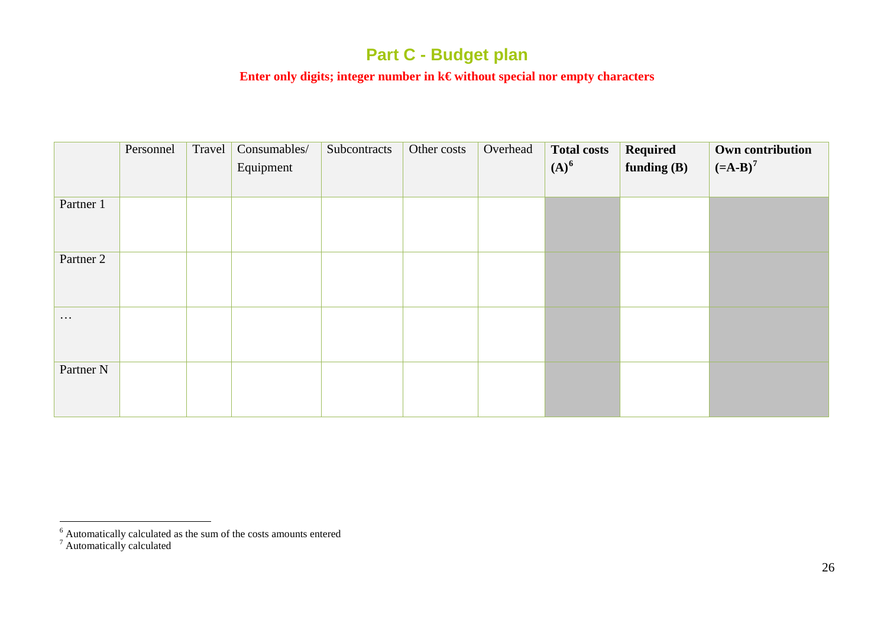# Part C - Budget plan

**Enter only digits; integer number in k€ without special nor empty characters**

| | Personnel | Travel | Consumables/ Equipment | Subcontracts | Other costs | Overhead | **Total costs (A)**[6] | **Required funding (B)** | **Own contribution (=A-B)**[7] |
|---|---|---|---|---|---|---|---|---|---|
| Partner 1 | | | | | | | | | |
| Partner 2 | | | | | | | | | |
| … | | | | | | | | | |
| Partner N | | | | | | | | | |

---

[6] Automatically calculated as the sum of the costs amounts entered

[7] Automatically calculated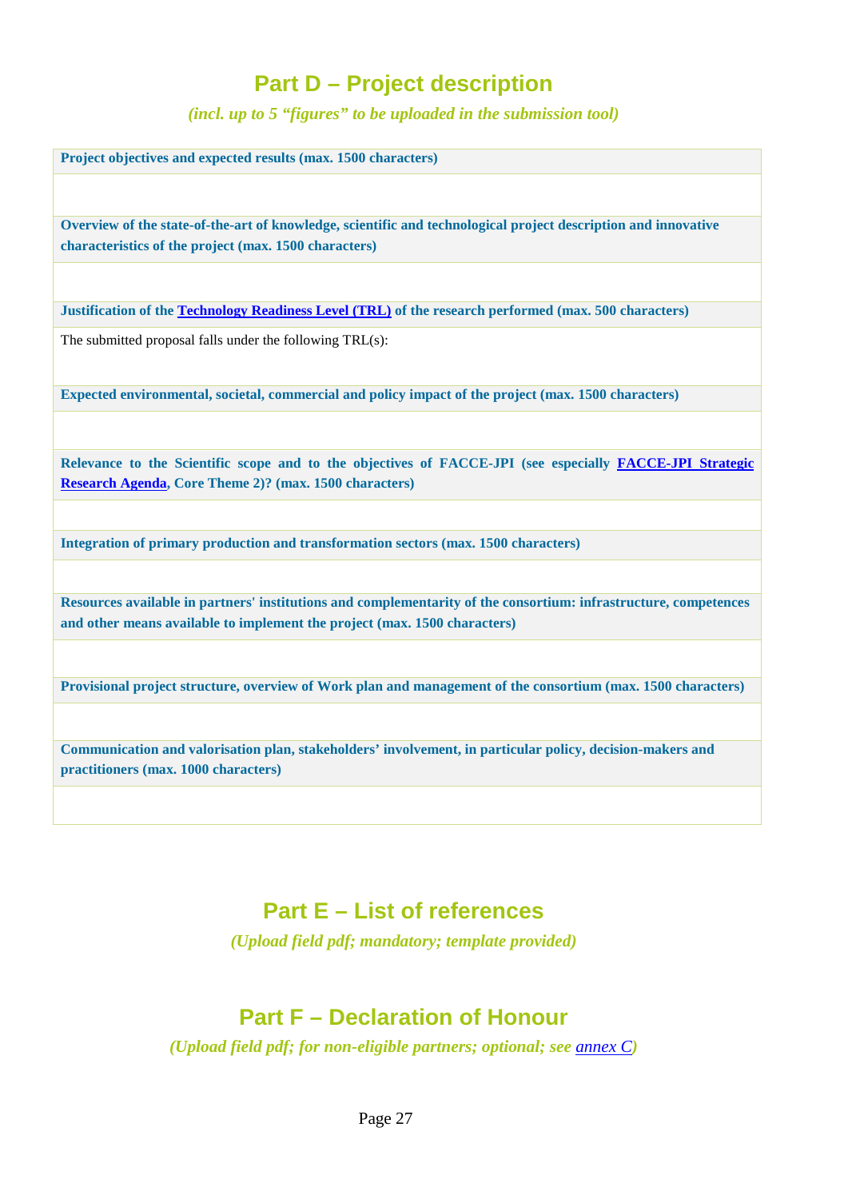# Part D – Project description

*(incl. up to 5 "figures" to be uploaded in the submission tool)*

| **Project objectives and expected results (max. 1500 characters)** |
|---|
| |
| **Overview of the state-of-the-art of knowledge, scientific and technological project description and innovative characteristics of the project (max. 1500 characters)** |
| |
| **Justification of the [Technology Readiness Level (TRL)]() of the research performed (max. 500 characters)** |
| The submitted proposal falls under the following TRL(s): |
| **Expected environmental, societal, commercial and policy impact of the project (max. 1500 characters)** |
| |
| **Relevance to the Scientific scope and to the objectives of FACCE-JPI (see especially [FACCE-JPI Strategic Research Agenda](), Core Theme 2)? (max. 1500 characters)** |
| |
| **Integration of primary production and transformation sectors (max. 1500 characters)** |
| |
| **Resources available in partners' institutions and complementarity of the consortium: infrastructure, competences and other means available to implement the project (max. 1500 characters)** |
| |
| **Provisional project structure, overview of Work plan and management of the consortium (max. 1500 characters)** |
| |
| **Communication and valorisation plan, stakeholders' involvement, in particular policy, decision-makers and practitioners (max. 1000 characters)** |
| |

# Part E – List of references

*(Upload field pdf; mandatory; template provided)*

# Part F – Declaration of Honour

*(Upload field pdf; for non-eligible partners; optional; see [annex C]())*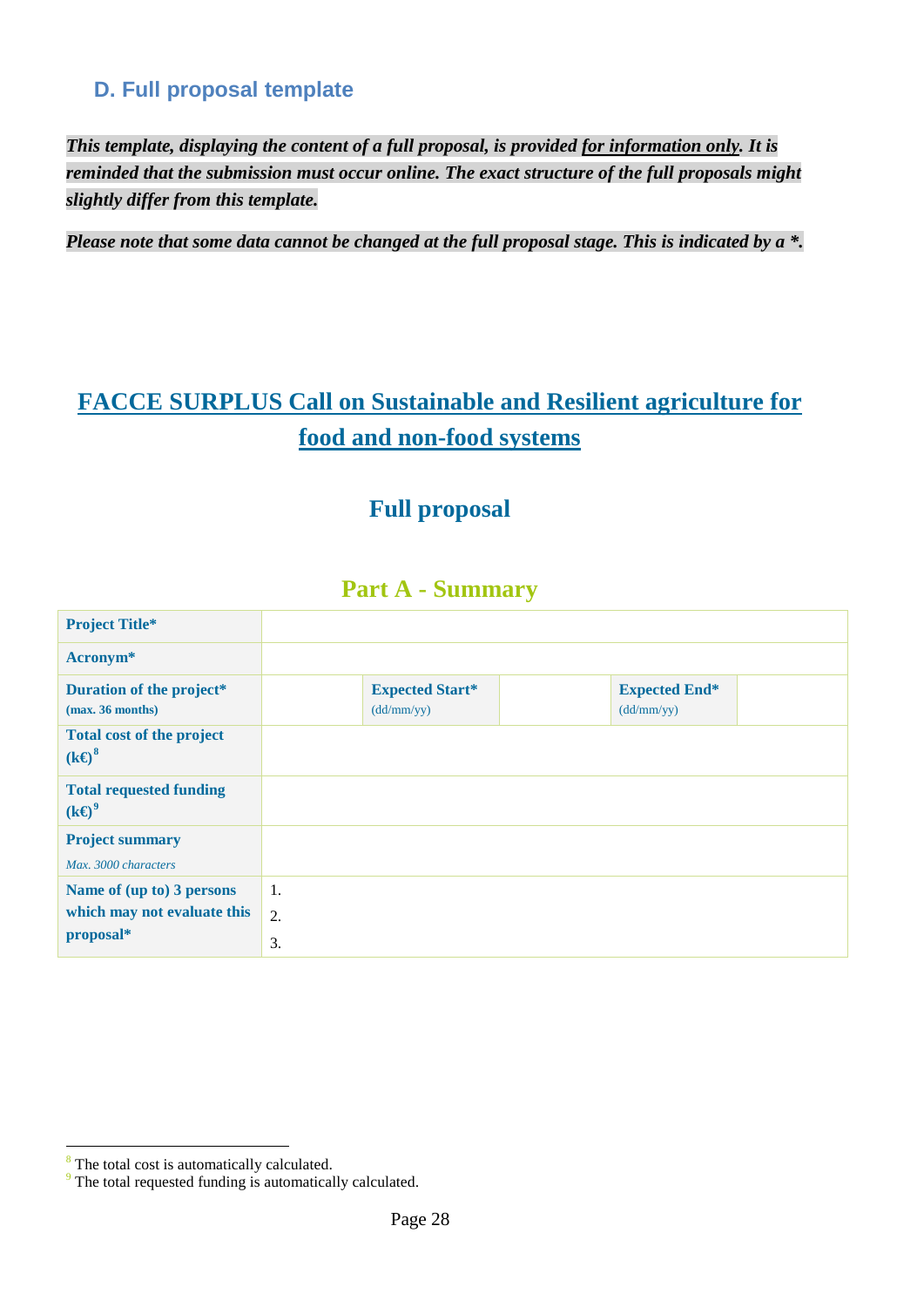## D. Full proposal template

***This template, displaying the content of a full proposal, is provided <u>for information only</u>. It is reminded that the submission must occur online. The exact structure of the full proposals might slightly differ from this template.***

***Please note that some data cannot be changed at the full proposal stage. This is indicated by a *.***

# FACCE SURPLUS Call on Sustainable and Resilient agriculture for food and non-food systems

## Full proposal

### Part A - Summary

| | | | | | |
|---|---|---|---|---|---|
| **Project Title*** | | | | | |
| **Acronym*** | | | | | |
| **Duration of the project*** **(max. 36 months)** | | **Expected Start*** (dd/mm/yy) | | **Expected End*** (dd/mm/yy) | |
| **Total cost of the project (k€)**[8] | | | | | |
| **Total requested funding (k€)**[9] | | | | | |
| **Project summary** *Max. 3000 characters* | | | | | |
| **Name of (up to) 3 persons which may not evaluate this proposal*** | 1.<br>2.<br>3. | | | | |

[8] The total cost is automatically calculated.
[9] The total requested funding is automatically calculated.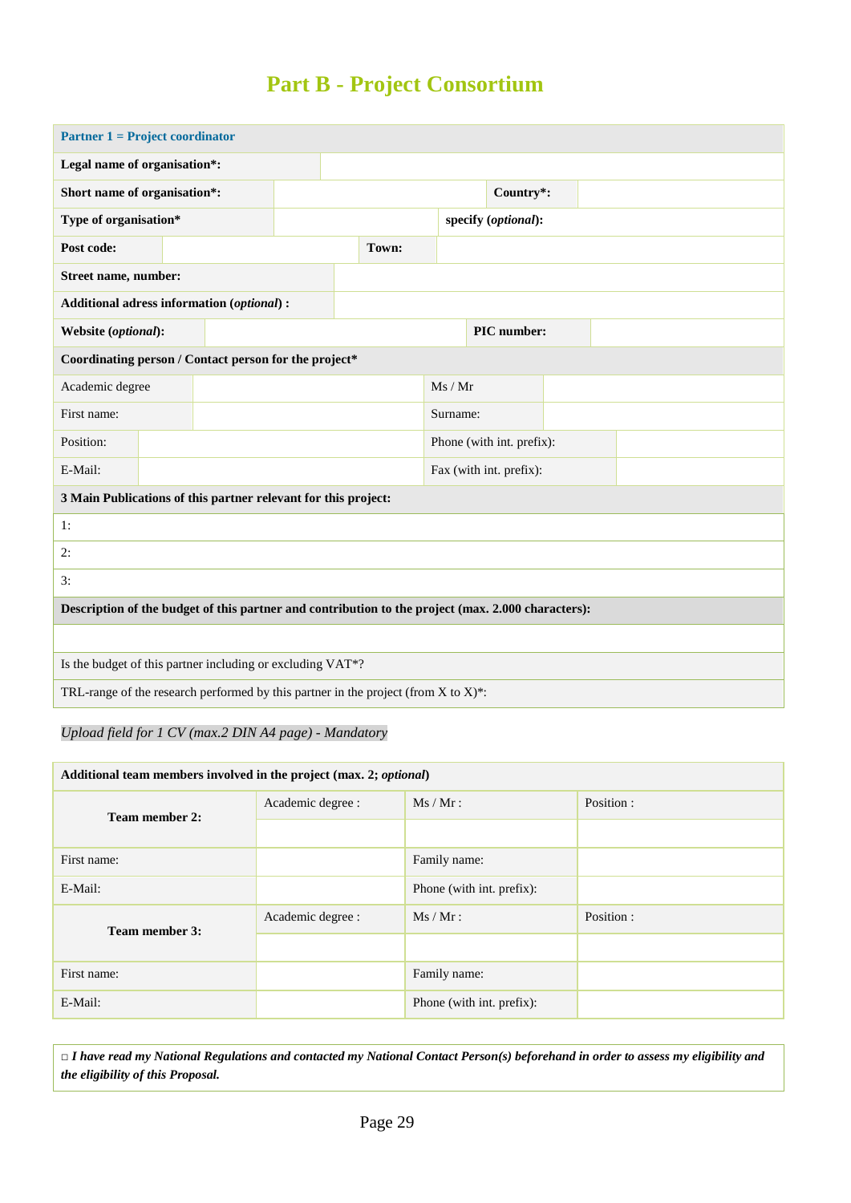# Part B - Project Consortium

| **Partner 1 = Project coordinator** | | | |
|---|---|---|---|
| **Legal name of organisation*:** | | | |
| **Short name of organisation*:** | | **Country*:** | |
| **Type of organisation*** | | **specify (*optional*):** | |
| **Post code:** | | **Town:** | |
| **Street name, number:** | | | |
| **Additional adress information (*optional*) :** | | | |
| **Website (*optional*):** | | **PIC number:** | |
| **Coordinating person / Contact person for the project*** | | | |
| Academic degree | | Ms / Mr | |
| First name: | | Surname: | |
| Position: | | Phone (with int. prefix): | |
| E-Mail: | | Fax (with int. prefix): | |
| **3 Main Publications of this partner relevant for this project:** | | | |
| 1: | | | |
| 2: | | | |
| 3: | | | |
| **Description of the budget of this partner and contribution to the project (max. 2.000 characters):** | | | |
| | | | |
| Is the budget of this partner including or excluding VAT*? | | | |
| TRL-range of the research performed by this partner in the project (from X to X)*: | | | |

*Upload field for 1 CV (max.2 DIN A4 page) - Mandatory*

| **Additional team members involved in the project (max. 2; *optional*)** | | | |
|---|---|---|---|
| **Team member 2:** | Academic degree : | Ms / Mr : | Position : |
| | | | |
| First name: | | Family name: | |
| E-Mail: | | Phone (with int. prefix): | |
| **Team member 3:** | Academic degree : | Ms / Mr : | Position : |
| | | | |
| First name: | | Family name: | |
| E-Mail: | | Phone (with int. prefix): | |

□ ***I have read my National Regulations and contacted my National Contact Person(s) beforehand in order to assess my eligibility and the eligibility of this Proposal.***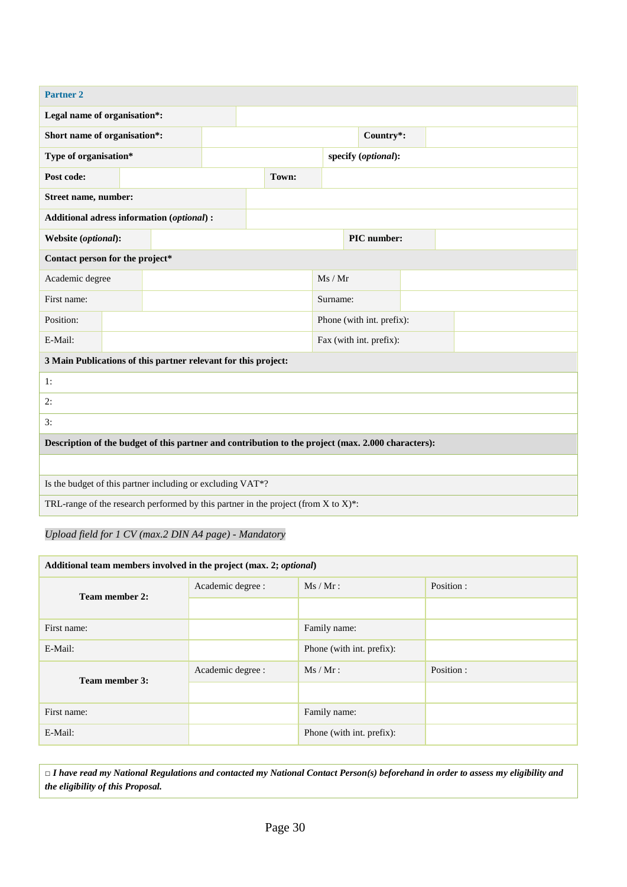| Partner 2 | | | |
|---|---|---|---|
| **Legal name of organisation*:** | | | |
| **Short name of organisation*:** | | **Country*:** | |
| **Type of organisation*** | | **specify (*optional*):** | |
| **Post code:** | | **Town:** | |
| **Street name, number:** | | | |
| **Additional adress information (*optional*) :** | | | |
| **Website (*optional*):** | | **PIC number:** | |
| **Contact person for the project*** | | | |
| Academic degree | | Ms / Mr | |
| First name: | | Surname: | |
| Position: | | Phone (with int. prefix): | |
| E-Mail: | | Fax (with int. prefix): | |
| **3 Main Publications of this partner relevant for this project:** | | | |
| 1: | | | |
| 2: | | | |
| 3: | | | |
| **Description of the budget of this partner and contribution to the project (max. 2.000 characters):** | | | |
| | | | |
| Is the budget of this partner including or excluding VAT*? | | | |
| TRL-range of the research performed by this partner in the project (from X to X)*: | | | |

*Upload field for 1 CV (max.2 DIN A4 page) - Mandatory*

| **Additional team members involved in the project (max. 2; *optional*)** | | | |
|---|---|---|---|
| **Team member 2:** | Academic degree : | Ms / Mr : | Position : |
| | | | |
| First name: | | Family name: | |
| E-Mail: | | Phone (with int. prefix): | |
| **Team member 3:** | Academic degree : | Ms / Mr : | Position : |
| | | | |
| First name: | | Family name: | |
| E-Mail: | | Phone (with int. prefix): | |

□ ***I have read my National Regulations and contacted my National Contact Person(s) beforehand in order to assess my eligibility and the eligibility of this Proposal.***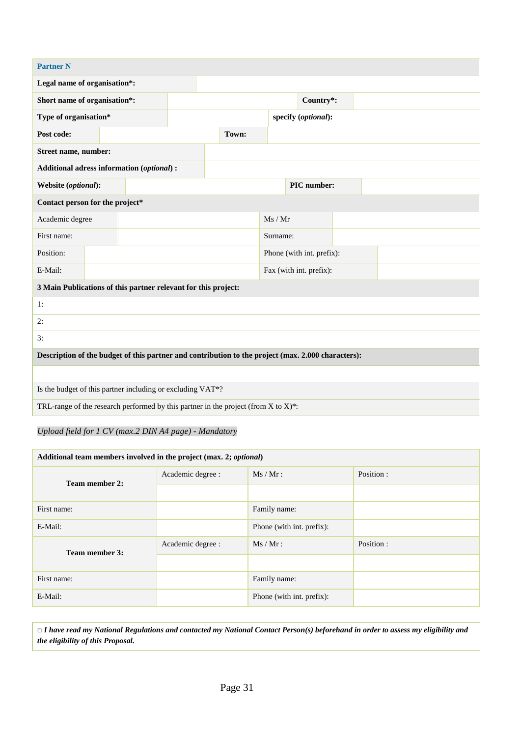| **Partner N** | | | |
|---|---|---|---|
| **Legal name of organisation*:** | | | |
| **Short name of organisation*:** | | **Country*:** | |
| **Type of organisation*** | | **specify (*optional*):** | |
| **Post code:** | | **Town:** | |
| **Street name, number:** | | | |
| **Additional adress information (*optional*) :** | | | |
| **Website (*optional*):** | | **PIC number:** | |
| **Contact person for the project*** | | | |
| Academic degree | | Ms / Mr | |
| First name: | | Surname: | |
| Position: | | Phone (with int. prefix): | |
| E-Mail: | | Fax (with int. prefix): | |
| **3 Main Publications of this partner relevant for this project:** | | | |
| 1: | | | |
| 2: | | | |
| 3: | | | |
| **Description of the budget of this partner and contribution to the project (max. 2.000 characters):** | | | |
| | | | |
| Is the budget of this partner including or excluding VAT*? | | | |
| TRL-range of the research performed by this partner in the project (from X to X)*: | | | |

*Upload field for 1 CV (max.2 DIN A4 page) - Mandatory*

| **Additional team members involved in the project (max. 2; *optional*)** | | | |
|---|---|---|---|
| **Team member 2:** | Academic degree : | Ms / Mr : | Position : |
| | | | |
| First name: | | Family name: | |
| E-Mail: | | Phone (with int. prefix): | |
| **Team member 3:** | Academic degree : | Ms / Mr : | Position : |
| | | | |
| First name: | | Family name: | |
| E-Mail: | | Phone (with int. prefix): | |

□ ***I have read my National Regulations and contacted my National Contact Person(s) beforehand in order to assess my eligibility and the eligibility of this Proposal.***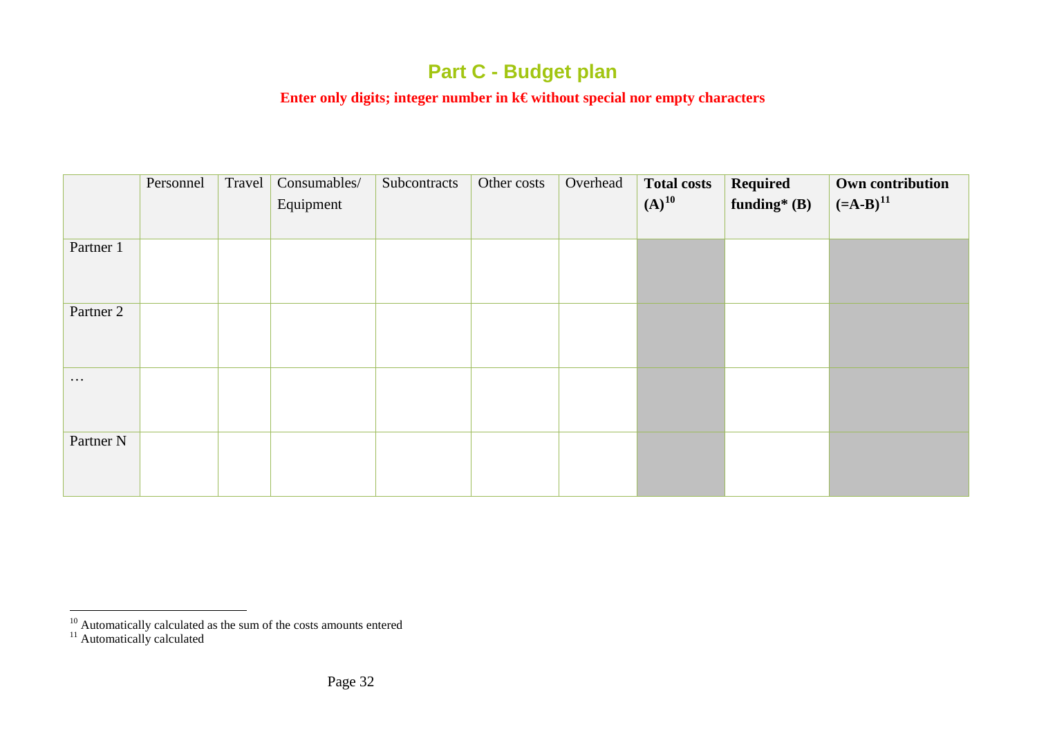# Part C - Budget plan

**Enter only digits; integer number in k€ without special nor empty characters**

| | Personnel | Travel | Consumables/ Equipment | Subcontracts | Other costs | Overhead | **Total costs (A)**[10] | **Required funding* (B)** | **Own contribution (=A-B)**[11] |
|---|---|---|---|---|---|---|---|---|---|
| Partner 1 | | | | | | | | | |
| Partner 2 | | | | | | | | | |
| … | | | | | | | | | |
| Partner N | | | | | | | | | |

[10] Automatically calculated as the sum of the costs amounts entered

[11] Automatically calculated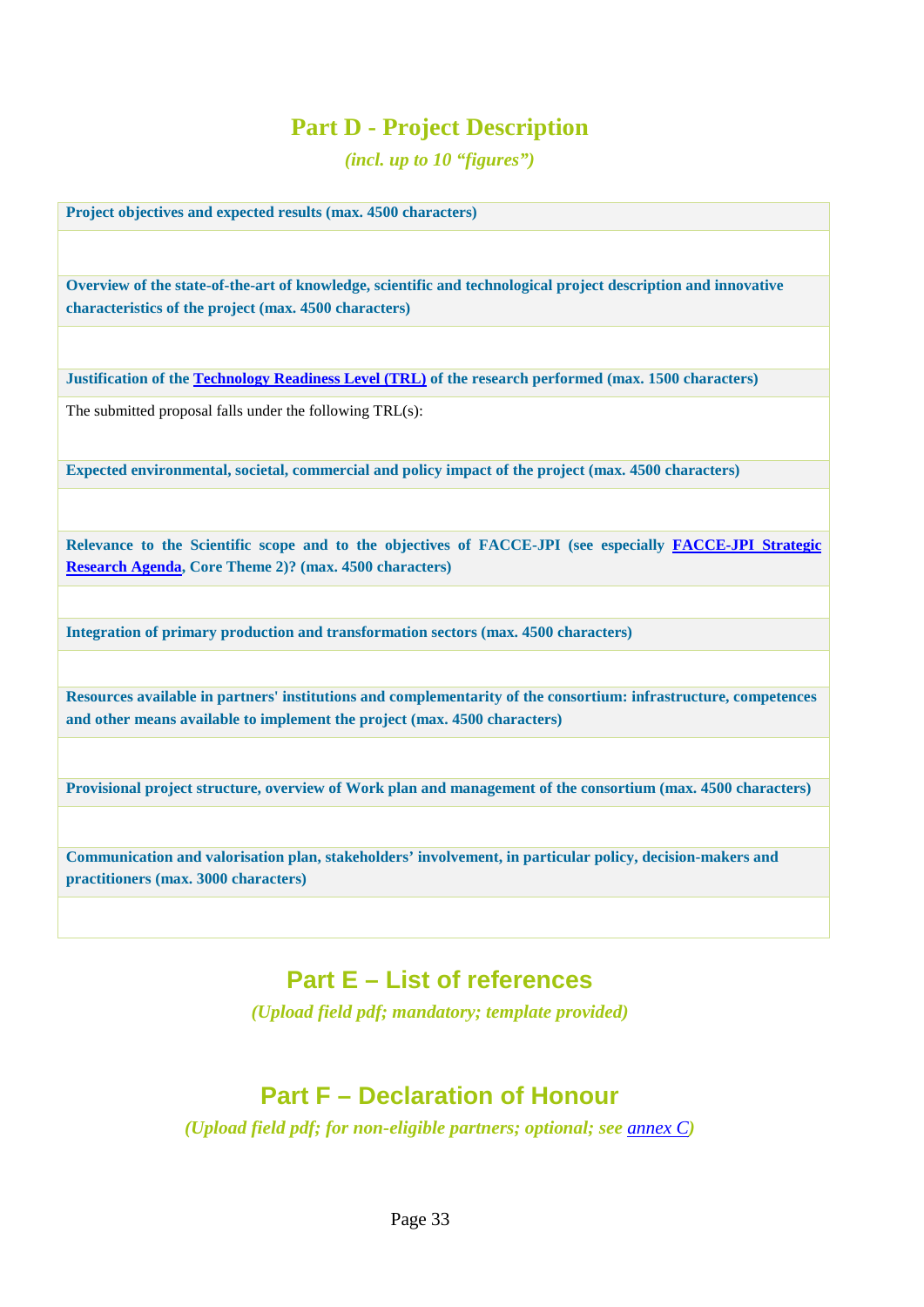## Part D - Project Description

*(incl. up to 10 "figures")*

| **Project objectives and expected results (max. 4500 characters)** |
|---|
| |
| **Overview of the state-of-the-art of knowledge, scientific and technological project description and innovative characteristics of the project (max. 4500 characters)** |
| |
| **Justification of the Technology Readiness Level (TRL) of the research performed (max. 1500 characters)** |
| The submitted proposal falls under the following TRL(s): |
| **Expected environmental, societal, commercial and policy impact of the project (max. 4500 characters)** |
| |
| **Relevance to the Scientific scope and to the objectives of FACCE-JPI (see especially FACCE-JPI Strategic Research Agenda, Core Theme 2)? (max. 4500 characters)** |
| |
| **Integration of primary production and transformation sectors (max. 4500 characters)** |
| |
| **Resources available in partners' institutions and complementarity of the consortium: infrastructure, competences and other means available to implement the project (max. 4500 characters)** |
| |
| **Provisional project structure, overview of Work plan and management of the consortium (max. 4500 characters)** |
| |
| **Communication and valorisation plan, stakeholders' involvement, in particular policy, decision-makers and practitioners (max. 3000 characters)** |
| |

## Part E – List of references

*(Upload field pdf; mandatory; template provided)*

## Part F – Declaration of Honour

*(Upload field pdf; for non-eligible partners; optional; see annex C)*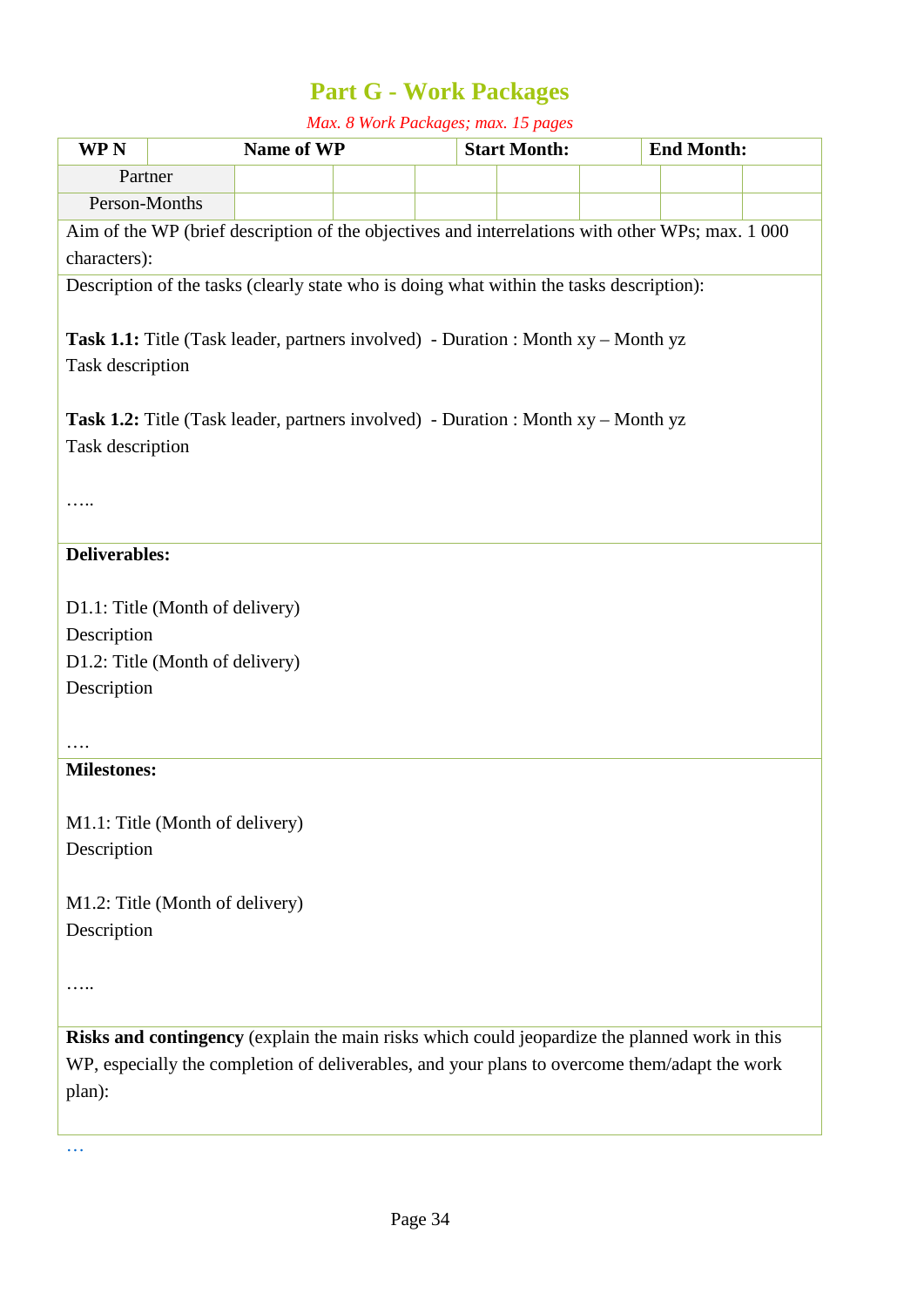# Part G - Work Packages

*Max. 8 Work Packages; max. 15 pages*

| WP N | Name of WP | | | Start Month: | | End Month: | |
|---|---|---|---|---|---|---|---|
| Partner | | | | | | | |
| Person-Months | | | | | | | |

Aim of the WP (brief description of the objectives and interrelations with other WPs; max. 1 000 characters):

Description of the tasks (clearly state who is doing what within the tasks description):

**Task 1.1:** Title (Task leader, partners involved) - Duration : Month xy – Month yz
Task description

**Task 1.2:** Title (Task leader, partners involved) - Duration : Month xy – Month yz
Task description

…..

**Deliverables:**

D1.1: Title (Month of delivery)
Description
D1.2: Title (Month of delivery)
Description

….

**Milestones:**

M1.1: Title (Month of delivery)
Description

M1.2: Title (Month of delivery)
Description

…..

**Risks and contingency** (explain the main risks which could jeopardize the planned work in this WP, especially the completion of deliverables, and your plans to overcome them/adapt the work plan):

…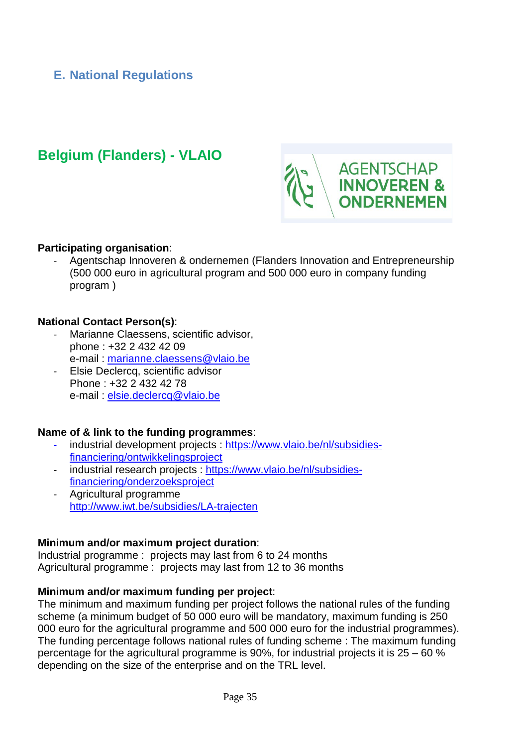## E. National Regulations

### Belgium (Flanders) - VLAIO

**Participating organisation**:

- Agentschap Innoveren & ondernemen (Flanders Innovation and Entrepreneurship (500 000 euro in agricultural program and 500 000 euro in company funding program )

**National Contact Person(s)**:

- Marianne Claessens, scientific advisor,
  phone : +32 2 432 42 09
  e-mail : marianne.claessens@vlaio.be
- Elsie Declercq, scientific advisor
  Phone : +32 2 432 42 78
  e-mail : elsie.declercq@vlaio.be

**Name of & link to the funding programmes**:

- industrial development projects : https://www.vlaio.be/nl/subsidies-financiering/ontwikkelingsproject
- industrial research projects : https://www.vlaio.be/nl/subsidies-financiering/onderzoeksproject
- Agricultural programme
  http://www.iwt.be/subsidies/LA-trajecten

**Minimum and/or maximum project duration**:

Industrial programme : projects may last from 6 to 24 months
Agricultural programme : projects may last from 12 to 36 months

**Minimum and/or maximum funding per project**:

The minimum and maximum funding per project follows the national rules of the funding scheme (a minimum budget of 50 000 euro will be mandatory, maximum funding is 250 000 euro for the agricultural programme and 500 000 euro for the industrial programmes). The funding percentage follows national rules of funding scheme : The maximum funding percentage for the agricultural programme is 90%, for industrial projects it is 25 – 60 % depending on the size of the enterprise and on the TRL level.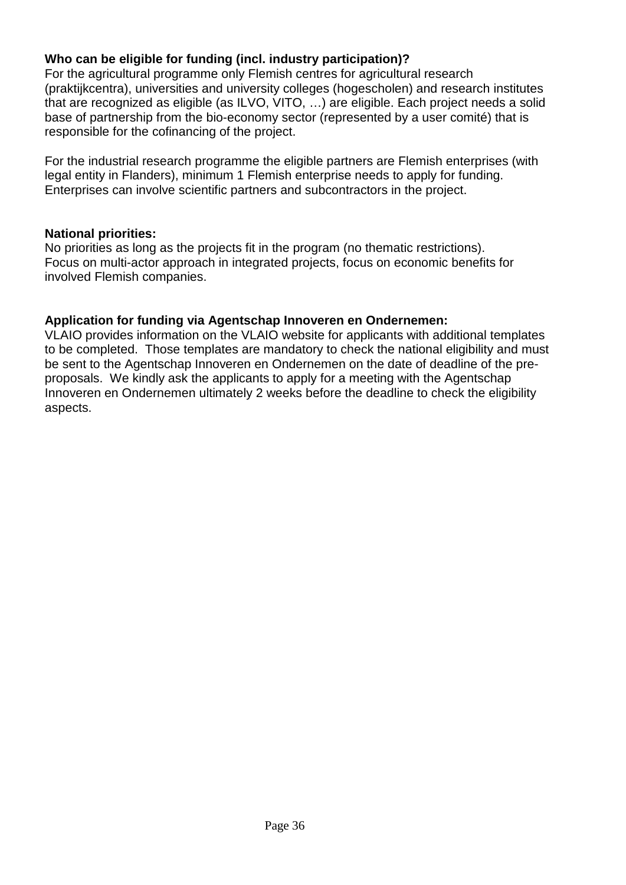**Who can be eligible for funding (incl. industry participation)?**
For the agricultural programme only Flemish centres for agricultural research (praktijkcentra), universities and university colleges (hogescholen) and research institutes that are recognized as eligible (as ILVO, VITO, …) are eligible. Each project needs a solid base of partnership from the bio-economy sector (represented by a user comité) that is responsible for the cofinancing of the project.

For the industrial research programme the eligible partners are Flemish enterprises (with legal entity in Flanders), minimum 1 Flemish enterprise needs to apply for funding. Enterprises can involve scientific partners and subcontractors in the project.

**National priorities:**
No priorities as long as the projects fit in the program (no thematic restrictions).
Focus on multi-actor approach in integrated projects, focus on economic benefits for involved Flemish companies.

**Application for funding via Agentschap Innoveren en Ondernemen:**
VLAIO provides information on the VLAIO website for applicants with additional templates to be completed. Those templates are mandatory to check the national eligibility and must be sent to the Agentschap Innoveren en Ondernemen on the date of deadline of the pre-proposals. We kindly ask the applicants to apply for a meeting with the Agentschap Innoveren en Ondernemen ultimately 2 weeks before the deadline to check the eligibility aspects.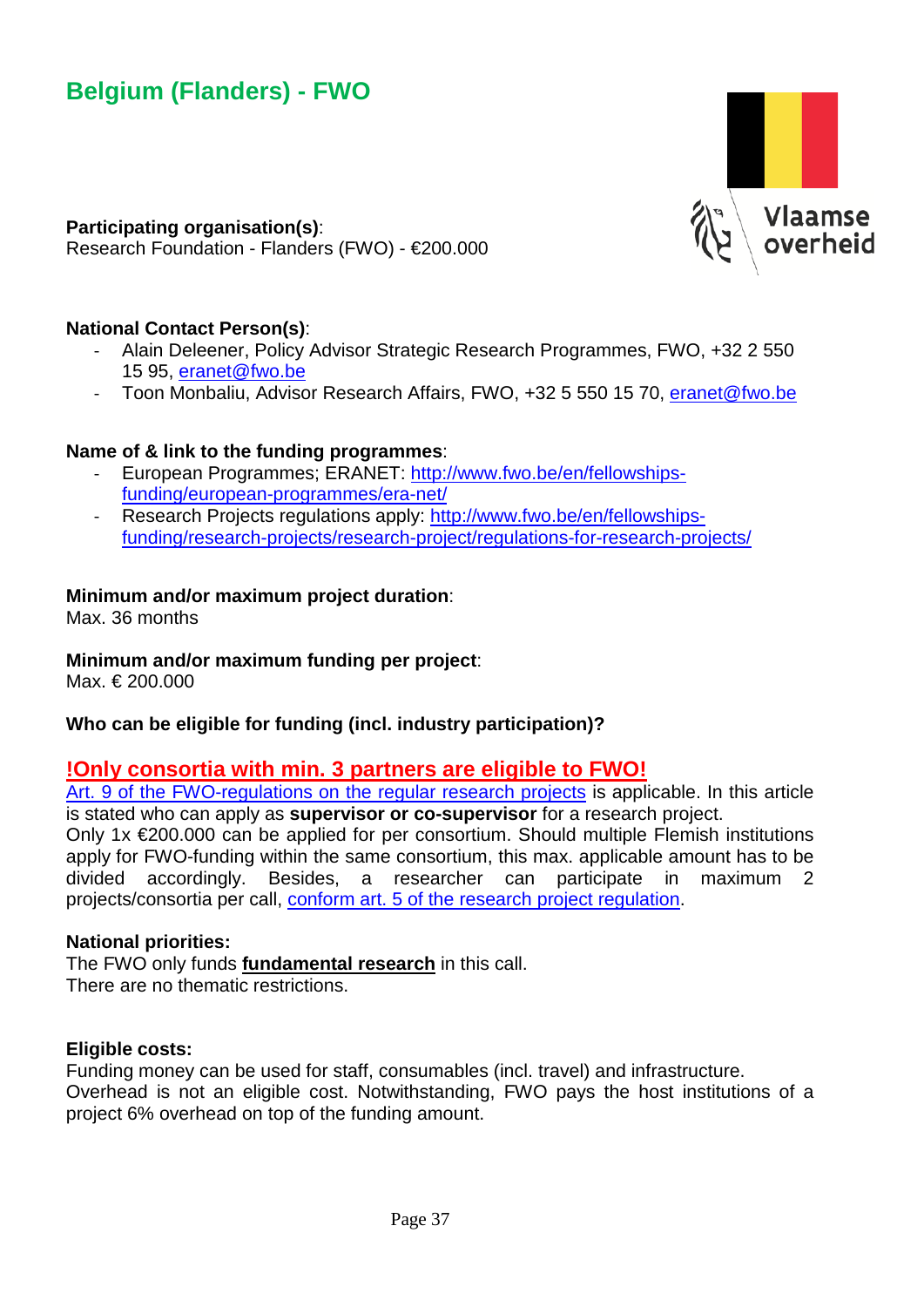## Belgium (Flanders) - FWO

**Participating organisation(s)**:
Research Foundation - Flanders (FWO) - €200.000

**National Contact Person(s)**:

- Alain Deleener, Policy Advisor Strategic Research Programmes, FWO, +32 2 550 15 95, eranet@fwo.be
- Toon Monbaliu, Advisor Research Affairs, FWO, +32 5 550 15 70, eranet@fwo.be

**Name of & link to the funding programmes**:

- European Programmes; ERANET: http://www.fwo.be/en/fellowships-funding/european-programmes/era-net/
- Research Projects regulations apply: http://www.fwo.be/en/fellowships-funding/research-projects/research-project/regulations-for-research-projects/

**Minimum and/or maximum project duration**:
Max. 36 months

**Minimum and/or maximum funding per project**:
Max. € 200.000

**Who can be eligible for funding (incl. industry participation)?**

**!Only consortia with min. 3 partners are eligible to FWO!**

Art. 9 of the FWO-regulations on the regular research projects is applicable. In this article is stated who can apply as **supervisor or co-supervisor** for a research project.
Only 1x €200.000 can be applied for per consortium. Should multiple Flemish institutions apply for FWO-funding within the same consortium, this max. applicable amount has to be divided accordingly. Besides, a researcher can participate in maximum 2 projects/consortia per call, conform art. 5 of the research project regulation.

**National priorities:**
The FWO only funds **fundamental research** in this call.
There are no thematic restrictions.

**Eligible costs:**
Funding money can be used for staff, consumables (incl. travel) and infrastructure.
Overhead is not an eligible cost. Notwithstanding, FWO pays the host institutions of a project 6% overhead on top of the funding amount.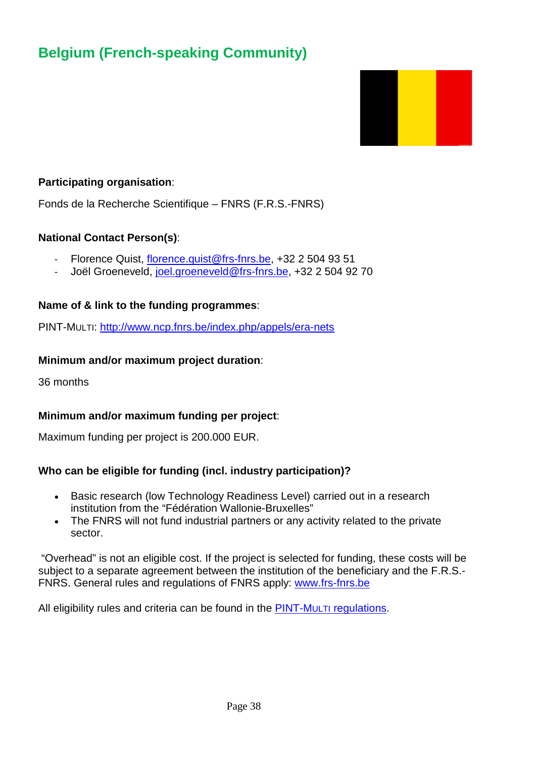# Belgium (French-speaking Community)

**Participating organisation**:

Fonds de la Recherche Scientifique – FNRS (F.R.S.-FNRS)

**National Contact Person(s)**:

- Florence Quist, florence.quist@frs-fnrs.be, +32 2 504 93 51
- Joël Groeneveld, joel.groeneveld@frs-fnrs.be, +32 2 504 92 70

**Name of & link to the funding programmes**:

PINT-MULTI: http://www.ncp.fnrs.be/index.php/appels/era-nets

**Minimum and/or maximum project duration**:

36 months

**Minimum and/or maximum funding per project**:

Maximum funding per project is 200.000 EUR.

**Who can be eligible for funding (incl. industry participation)?**

- Basic research (low Technology Readiness Level) carried out in a research institution from the "Fédération Wallonie-Bruxelles"
- The FNRS will not fund industrial partners or any activity related to the private sector.

"Overhead" is not an eligible cost. If the project is selected for funding, these costs will be subject to a separate agreement between the institution of the beneficiary and the F.R.S.-FNRS. General rules and regulations of FNRS apply: www.frs-fnrs.be

All eligibility rules and criteria can be found in the PINT-MULTI regulations.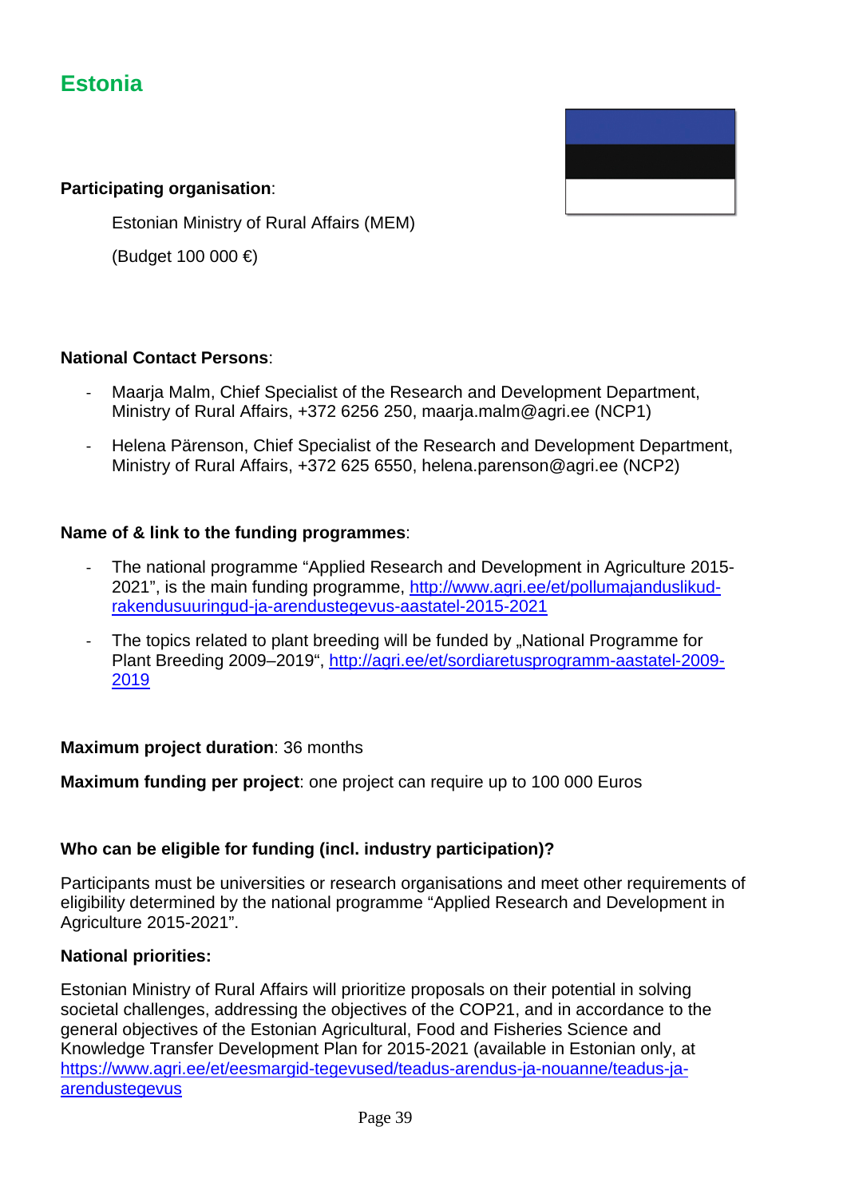# Estonia

**Participating organisation**:

Estonian Ministry of Rural Affairs (MEM)

(Budget 100 000 €)

**National Contact Persons**:

- Maarja Malm, Chief Specialist of the Research and Development Department, Ministry of Rural Affairs, +372 6256 250, maarja.malm@agri.ee (NCP1)
- Helena Pärenson, Chief Specialist of the Research and Development Department, Ministry of Rural Affairs, +372 625 6550, helena.parenson@agri.ee (NCP2)

**Name of & link to the funding programmes**:

- The national programme "Applied Research and Development in Agriculture 2015-2021", is the main funding programme, http://www.agri.ee/et/pollumajanduslikud-rakendusuuringud-ja-arendustegevus-aastatel-2015-2021
- The topics related to plant breeding will be funded by „National Programme for Plant Breeding 2009–2019", http://agri.ee/et/sordiaretusprogramm-aastatel-2009-2019

**Maximum project duration**: 36 months

**Maximum funding per project**: one project can require up to 100 000 Euros

**Who can be eligible for funding (incl. industry participation)?**

Participants must be universities or research organisations and meet other requirements of eligibility determined by the national programme "Applied Research and Development in Agriculture 2015-2021".

**National priorities:**

Estonian Ministry of Rural Affairs will prioritize proposals on their potential in solving societal challenges, addressing the objectives of the COP21, and in accordance to the general objectives of the Estonian Agricultural, Food and Fisheries Science and Knowledge Transfer Development Plan for 2015-2021 (available in Estonian only, at https://www.agri.ee/et/eesmargid-tegevused/teadus-arendus-ja-nouanne/teadus-ja-arendustegevus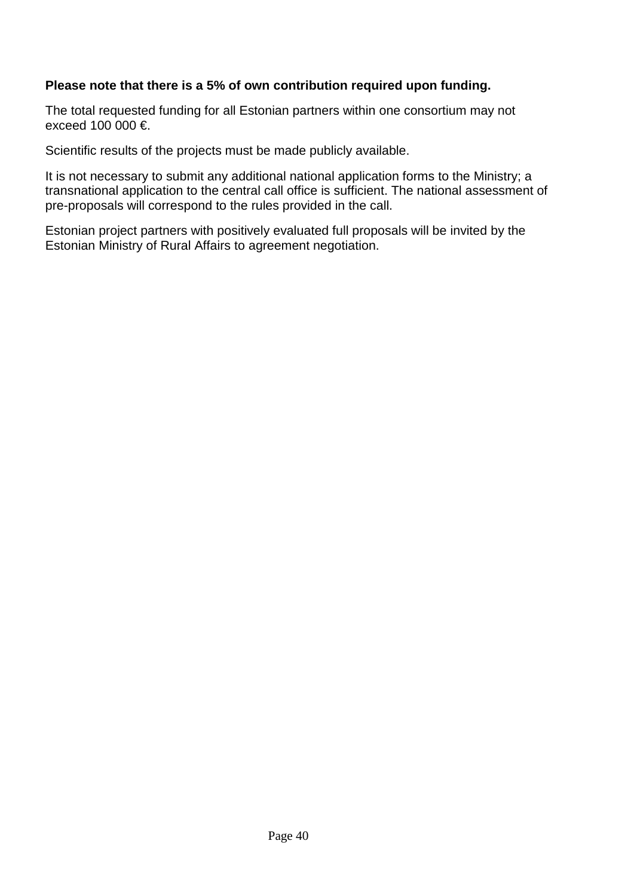**Please note that there is a 5% of own contribution required upon funding.**

The total requested funding for all Estonian partners within one consortium may not exceed 100 000 €.

Scientific results of the projects must be made publicly available.

It is not necessary to submit any additional national application forms to the Ministry; a transnational application to the central call office is sufficient. The national assessment of pre-proposals will correspond to the rules provided in the call.

Estonian project partners with positively evaluated full proposals will be invited by the Estonian Ministry of Rural Affairs to agreement negotiation.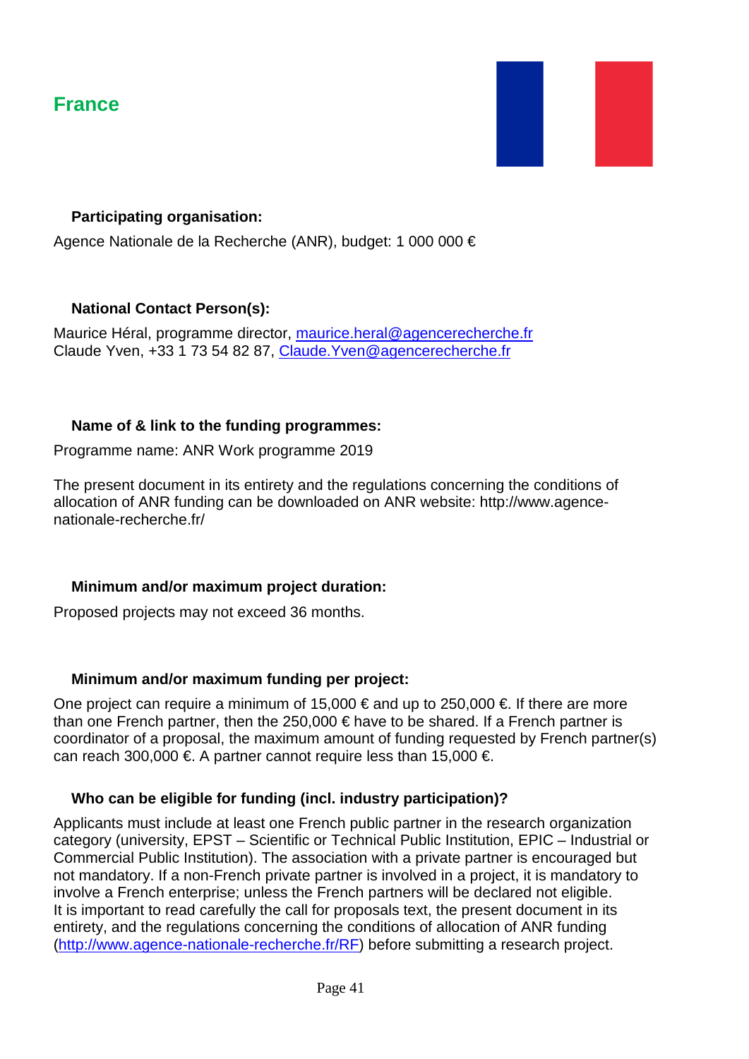# France

### Participating organisation:

Agence Nationale de la Recherche (ANR), budget: 1 000 000 €

### National Contact Person(s):

Maurice Héral, programme director, maurice.heral@agencerecherche.fr
Claude Yven, +33 1 73 54 82 87, Claude.Yven@agencerecherche.fr

### Name of & link to the funding programmes:

Programme name: ANR Work programme 2019

The present document in its entirety and the regulations concerning the conditions of allocation of ANR funding can be downloaded on ANR website: http://www.agence-nationale-recherche.fr/

### Minimum and/or maximum project duration:

Proposed projects may not exceed 36 months.

### Minimum and/or maximum funding per project:

One project can require a minimum of 15,000 € and up to 250,000 €. If there are more than one French partner, then the 250,000 € have to be shared. If a French partner is coordinator of a proposal, the maximum amount of funding requested by French partner(s) can reach 300,000 €. A partner cannot require less than 15,000 €.

### Who can be eligible for funding (incl. industry participation)?

Applicants must include at least one French public partner in the research organization category (university, EPST – Scientific or Technical Public Institution, EPIC – Industrial or Commercial Public Institution). The association with a private partner is encouraged but not mandatory. If a non-French private partner is involved in a project, it is mandatory to involve a French enterprise; unless the French partners will be declared not eligible.
It is important to read carefully the call for proposals text, the present document in its entirety, and the regulations concerning the conditions of allocation of ANR funding (http://www.agence-nationale-recherche.fr/RF) before submitting a research project.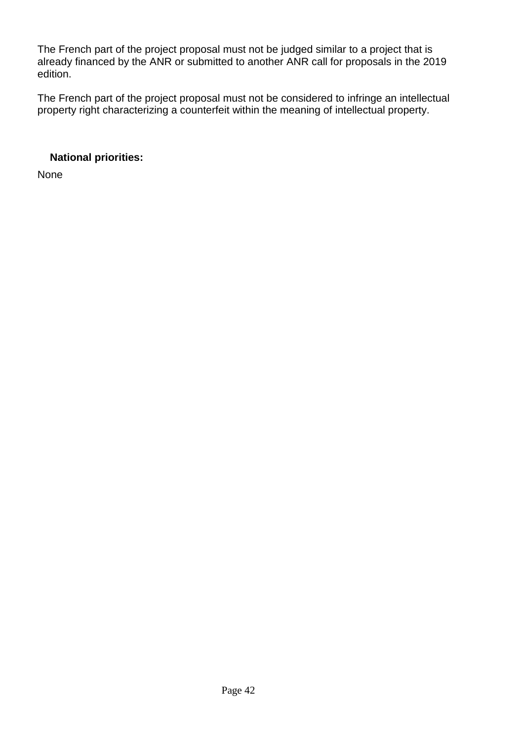The French part of the project proposal must not be judged similar to a project that is already financed by the ANR or submitted to another ANR call for proposals in the 2019 edition.

The French part of the project proposal must not be considered to infringe an intellectual property right characterizing a counterfeit within the meaning of intellectual property.

**National priorities:**

None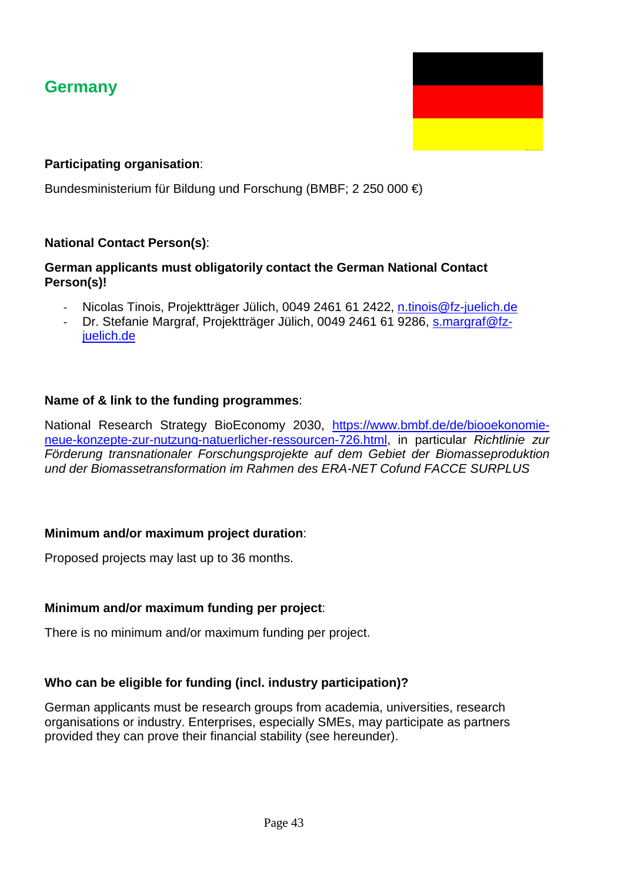## Germany

**Participating organisation**:

Bundesministerium für Bildung und Forschung (BMBF; 2 250 000 €)

**National Contact Person(s)**:

**German applicants must obligatorily contact the German National Contact Person(s)!**

- Nicolas Tinois, Projektträger Jülich, 0049 2461 61 2422, n.tinois@fz-juelich.de
- Dr. Stefanie Margraf, Projektträger Jülich, 0049 2461 61 9286, s.margraf@fz-juelich.de

**Name of & link to the funding programmes**:

National Research Strategy BioEconomy 2030, https://www.bmbf.de/de/biooekonomie-neue-konzepte-zur-nutzung-natuerlicher-ressourcen-726.html, in particular *Richtlinie zur Förderung transnationaler Forschungsprojekte auf dem Gebiet der Biomasseproduktion und der Biomassetransformation im Rahmen des ERA-NET Cofund FACCE SURPLUS*

**Minimum and/or maximum project duration**:

Proposed projects may last up to 36 months.

**Minimum and/or maximum funding per project**:

There is no minimum and/or maximum funding per project.

**Who can be eligible for funding (incl. industry participation)?**

German applicants must be research groups from academia, universities, research organisations or industry. Enterprises, especially SMEs, may participate as partners provided they can prove their financial stability (see hereunder).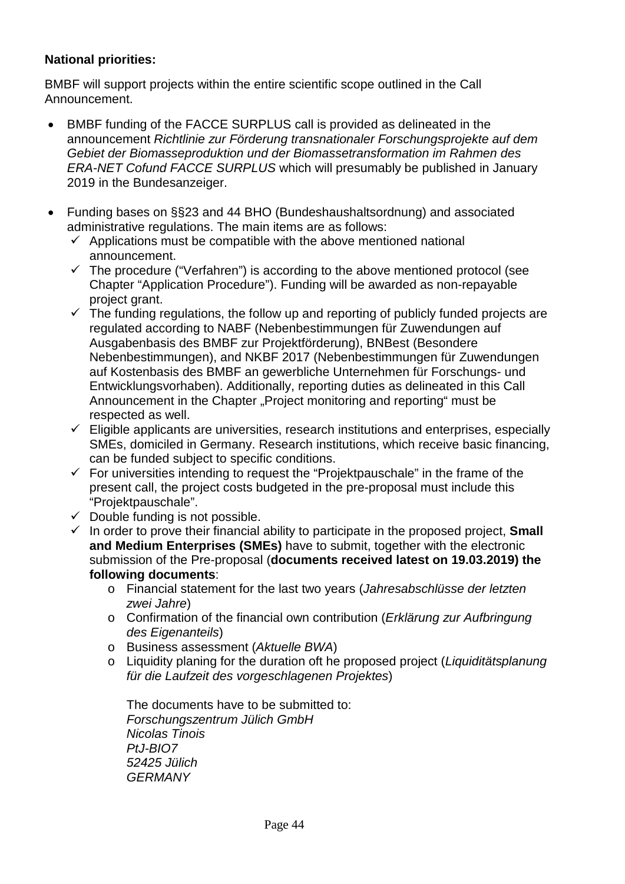**National priorities:**

BMBF will support projects within the entire scientific scope outlined in the Call Announcement.

- BMBF funding of the FACCE SURPLUS call is provided as delineated in the announcement *Richtlinie zur Förderung transnationaler Forschungsprojekte auf dem Gebiet der Biomasseproduktion und der Biomassetransformation im Rahmen des ERA-NET Cofund FACCE SURPLUS* which will presumably be published in January 2019 in the Bundesanzeiger.

- Funding bases on §§23 and 44 BHO (Bundeshaushaltsordnung) and associated administrative regulations. The main items are as follows:
  - ✓ Applications must be compatible with the above mentioned national announcement.
  - ✓ The procedure ("Verfahren") is according to the above mentioned protocol (see Chapter "Application Procedure"). Funding will be awarded as non-repayable project grant.
  - ✓ The funding regulations, the follow up and reporting of publicly funded projects are regulated according to NABF (Nebenbestimmungen für Zuwendungen auf Ausgabenbasis des BMBF zur Projektförderung), BNBest (Besondere Nebenbestimmungen), and NKBF 2017 (Nebenbestimmungen für Zuwendungen auf Kostenbasis des BMBF an gewerbliche Unternehmen für Forschungs- und Entwicklungsvorhaben). Additionally, reporting duties as delineated in this Call Announcement in the Chapter „Project monitoring and reporting" must be respected as well.
  - ✓ Eligible applicants are universities, research institutions and enterprises, especially SMEs, domiciled in Germany. Research institutions, which receive basic financing, can be funded subject to specific conditions.
  - ✓ For universities intending to request the "Projektpauschale" in the frame of the present call, the project costs budgeted in the pre-proposal must include this "Projektpauschale".
  - ✓ Double funding is not possible.
  - ✓ In order to prove their financial ability to participate in the proposed project, **Small and Medium Enterprises (SMEs)** have to submit, together with the electronic submission of the Pre-proposal (**documents received latest on 19.03.2019) the following documents**:
    - Financial statement for the last two years (*Jahresabschlüsse der letzten zwei Jahre*)
    - Confirmation of the financial own contribution (*Erklärung zur Aufbringung des Eigenanteils*)
    - Business assessment (*Aktuelle BWA*)
    - Liquidity planing for the duration oft he proposed project (*Liquiditätsplanung für die Laufzeit des vorgeschlagenen Projektes*)

    The documents have to be submitted to:
    *Forschungszentrum Jülich GmbH*
    *Nicolas Tinois*
    *PtJ-BIO7*
    *52425 Jülich*
    *GERMANY*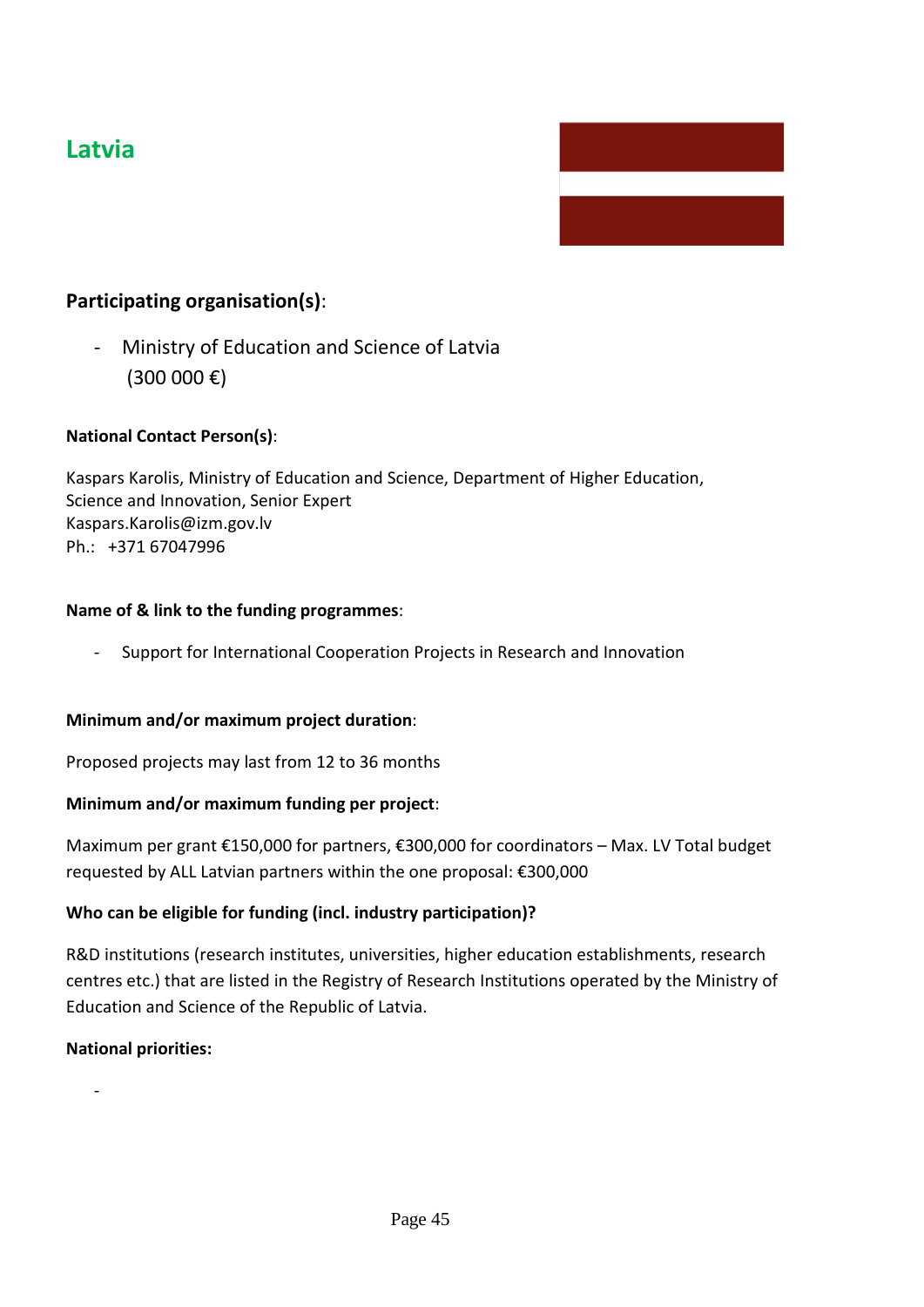# Latvia

## Participating organisation(s):

- Ministry of Education and Science of Latvia
 (300 000 €)

**National Contact Person(s)**:

Kaspars Karolis, Ministry of Education and Science, Department of Higher Education, Science and Innovation, Senior Expert
Kaspars.Karolis@izm.gov.lv
Ph.: +371 67047996

**Name of & link to the funding programmes**:

- Support for International Cooperation Projects in Research and Innovation

**Minimum and/or maximum project duration**:

Proposed projects may last from 12 to 36 months

**Minimum and/or maximum funding per project**:

Maximum per grant €150,000 for partners, €300,000 for coordinators – Max. LV Total budget requested by ALL Latvian partners within the one proposal: €300,000

**Who can be eligible for funding (incl. industry participation)?**

R&D institutions (research institutes, universities, higher education establishments, research centres etc.) that are listed in the Registry of Research Institutions operated by the Ministry of Education and Science of the Republic of Latvia.

**National priorities:**

-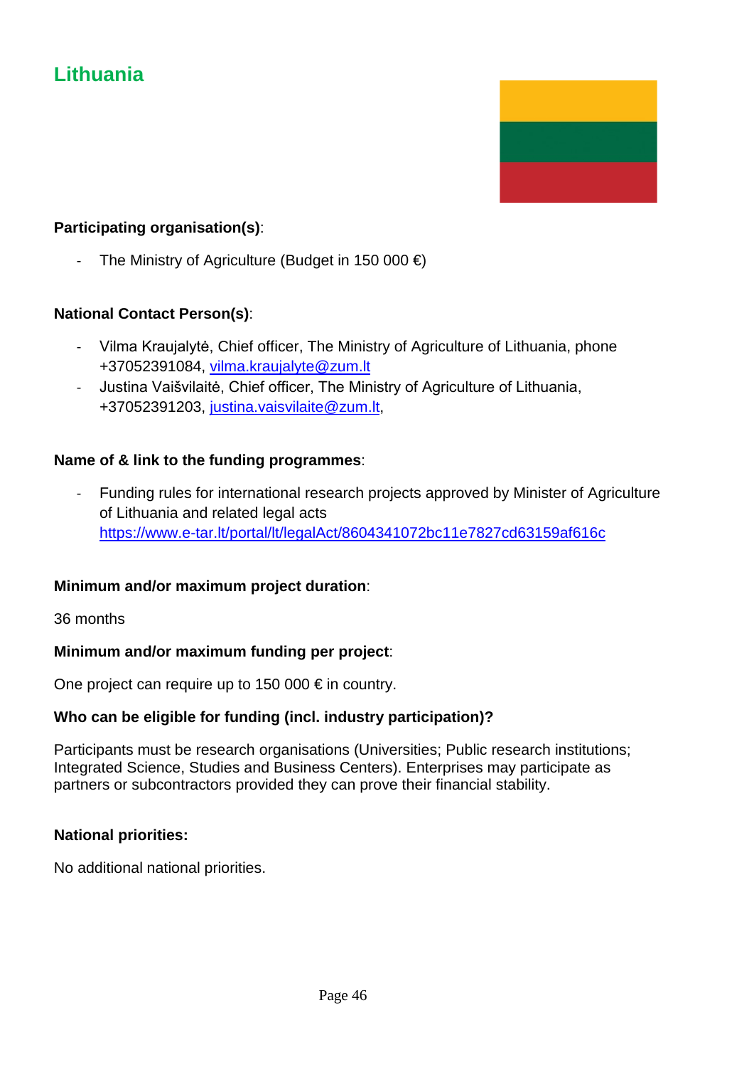# Lithuania

**Participating organisation(s)**:

- The Ministry of Agriculture (Budget in 150 000 €)

**National Contact Person(s)**:

- Vilma Kraujalytė, Chief officer, The Ministry of Agriculture of Lithuania, phone +37052391084, vilma.kraujalyte@zum.lt
- Justina Vaišvilaitė, Chief officer, The Ministry of Agriculture of Lithuania, +37052391203, justina.vaisvilaite@zum.lt,

**Name of & link to the funding programmes**:

- Funding rules for international research projects approved by Minister of Agriculture of Lithuania and related legal acts https://www.e-tar.lt/portal/lt/legalAct/8604341072bc11e7827cd63159af616c

**Minimum and/or maximum project duration**:

36 months

**Minimum and/or maximum funding per project**:

One project can require up to 150 000 € in country.

**Who can be eligible for funding (incl. industry participation)?**

Participants must be research organisations (Universities; Public research institutions; Integrated Science, Studies and Business Centers). Enterprises may participate as partners or subcontractors provided they can prove their financial stability.

**National priorities:**

No additional national priorities.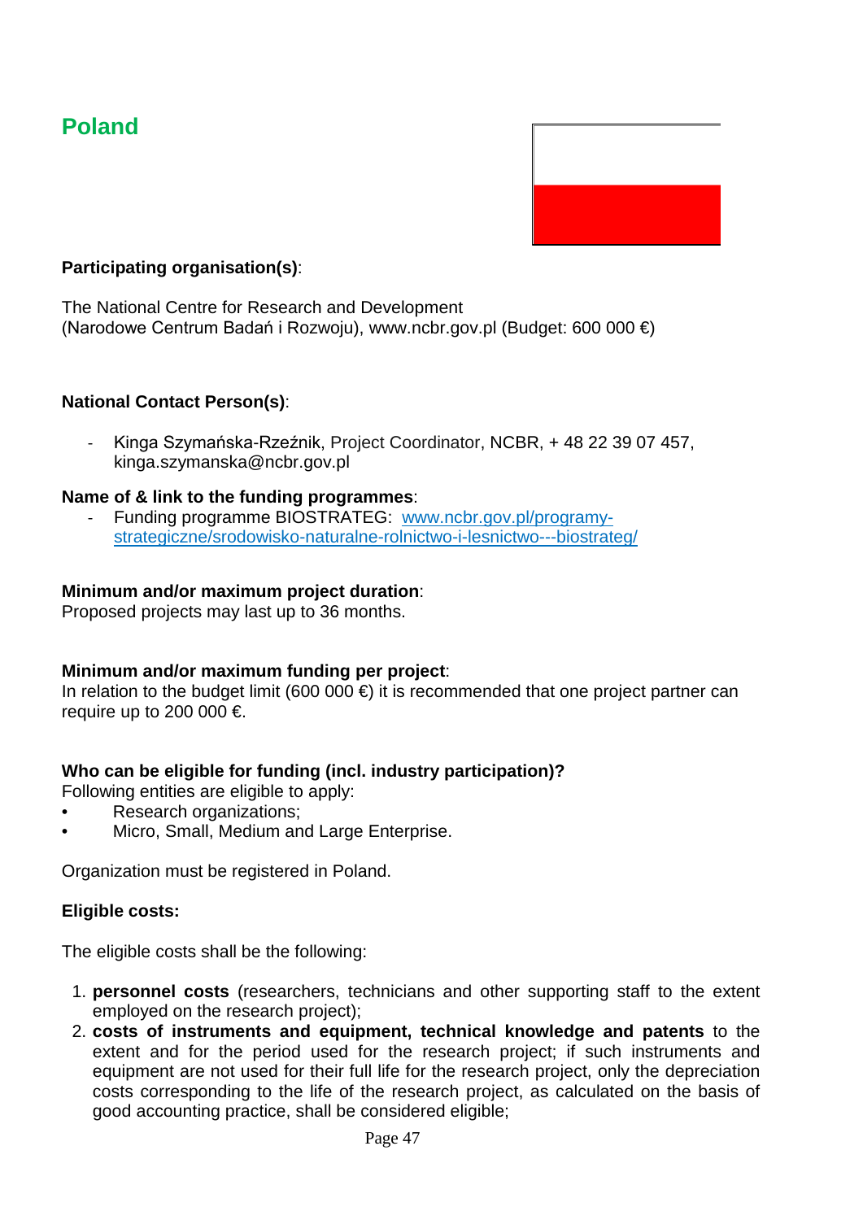## Poland

**Participating organisation(s)**:

The National Centre for Research and Development
(Narodowe Centrum Badań i Rozwoju), www.ncbr.gov.pl (Budget: 600 000 €)

**National Contact Person(s)**:

- Kinga Szymańska-Rzeźnik, Project Coordinator, NCBR, + 48 22 39 07 457, kinga.szymanska@ncbr.gov.pl

**Name of & link to the funding programmes**:

- Funding programme BIOSTRATEG: [www.ncbr.gov.pl/programy-strategiczne/srodowisko-naturalne-rolnictwo-i-lesnictwo---biostrateg/](www.ncbr.gov.pl/programy-strategiczne/srodowisko-naturalne-rolnictwo-i-lesnictwo---biostrateg/)

**Minimum and/or maximum project duration**:
Proposed projects may last up to 36 months.

**Minimum and/or maximum funding per project**:
In relation to the budget limit (600 000 €) it is recommended that one project partner can require up to 200 000 €.

**Who can be eligible for funding (incl. industry participation)?**
Following entities are eligible to apply:

- Research organizations;
- Micro, Small, Medium and Large Enterprise.

Organization must be registered in Poland.

**Eligible costs:**

The eligible costs shall be the following:

1. **personnel costs** (researchers, technicians and other supporting staff to the extent employed on the research project);
2. **costs of instruments and equipment, technical knowledge and patents** to the extent and for the period used for the research project; if such instruments and equipment are not used for their full life for the research project, only the depreciation costs corresponding to the life of the research project, as calculated on the basis of good accounting practice, shall be considered eligible;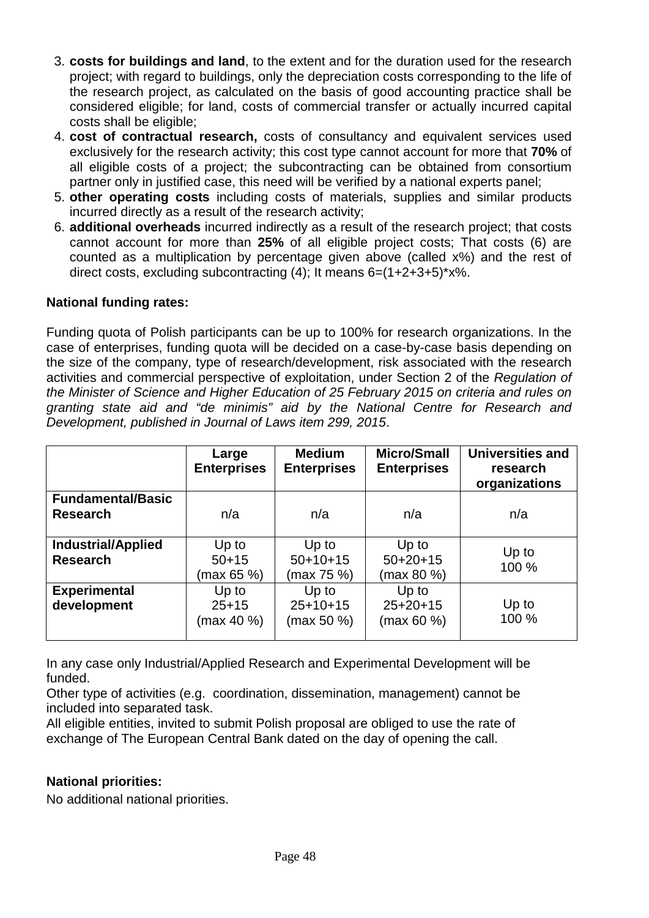3. **costs for buildings and land**, to the extent and for the duration used for the research project; with regard to buildings, only the depreciation costs corresponding to the life of the research project, as calculated on the basis of good accounting practice shall be considered eligible; for land, costs of commercial transfer or actually incurred capital costs shall be eligible;
4. **cost of contractual research,** costs of consultancy and equivalent services used exclusively for the research activity; this cost type cannot account for more that **70%** of all eligible costs of a project; the subcontracting can be obtained from consortium partner only in justified case, this need will be verified by a national experts panel;
5. **other operating costs** including costs of materials, supplies and similar products incurred directly as a result of the research activity;
6. **additional overheads** incurred indirectly as a result of the research project; that costs cannot account for more than **25%** of all eligible project costs; That costs (6) are counted as a multiplication by percentage given above (called x%) and the rest of direct costs, excluding subcontracting (4); It means 6=(1+2+3+5)*x%.

**National funding rates:**

Funding quota of Polish participants can be up to 100% for research organizations. In the case of enterprises, funding quota will be decided on a case-by-case basis depending on the size of the company, type of research/development, risk associated with the research activities and commercial perspective of exploitation, under Section 2 of the *Regulation of the Minister of Science and Higher Education of 25 February 2015 on criteria and rules on granting state aid and "de minimis" aid by the National Centre for Research and Development, published in Journal of Laws item 299, 2015*.

| | Large Enterprises | Medium Enterprises | Micro/Small Enterprises | Universities and research organizations |
|---|---|---|---|---|
| **Fundamental/Basic Research** | n/a | n/a | n/a | n/a |
| **Industrial/Applied Research** | Up to 50+15 (max 65 %) | Up to 50+10+15 (max 75 %) | Up to 50+20+15 (max 80 %) | Up to 100 % |
| **Experimental development** | Up to 25+15 (max 40 %) | Up to 25+10+15 (max 50 %) | Up to 25+20+15 (max 60 %) | Up to 100 % |

In any case only Industrial/Applied Research and Experimental Development will be funded.
Other type of activities (e.g. coordination, dissemination, management) cannot be included into separated task.
All eligible entities, invited to submit Polish proposal are obliged to use the rate of exchange of The European Central Bank dated on the day of opening the call.

**National priorities:**
No additional national priorities.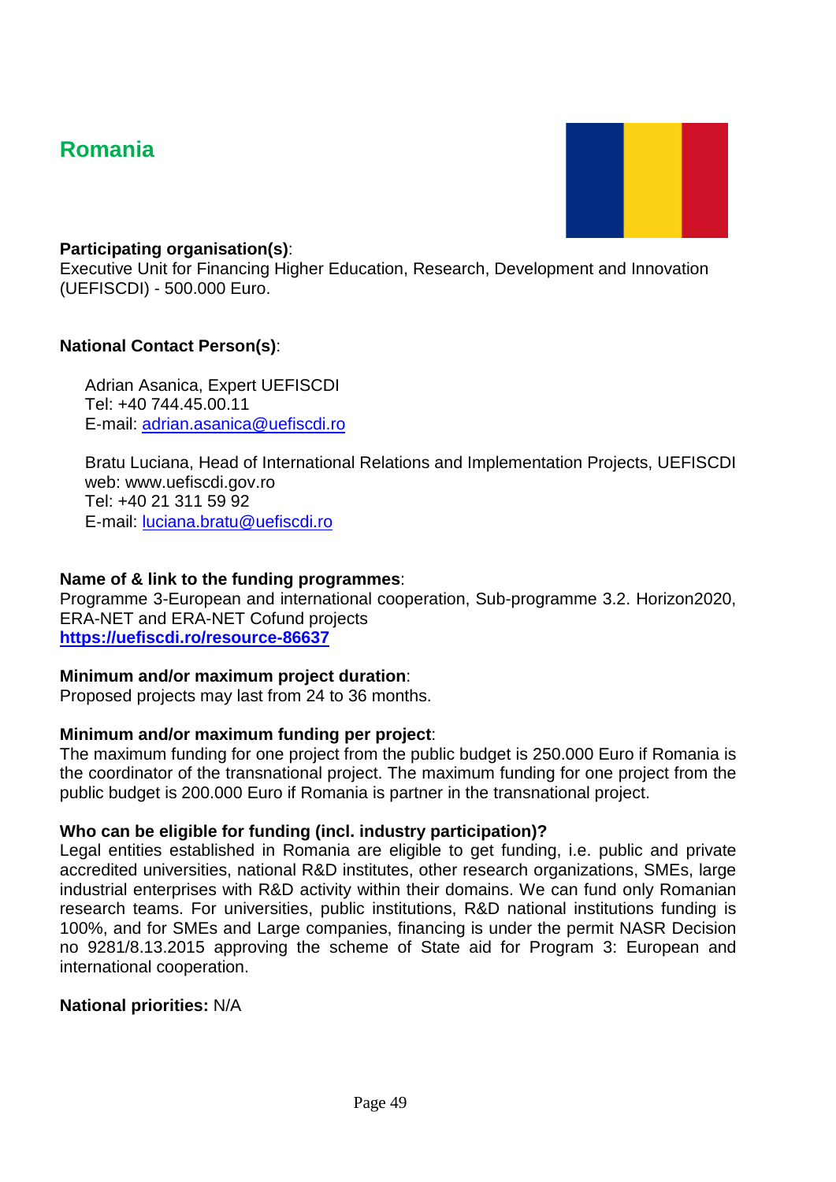## Romania

**Participating organisation(s)**:
Executive Unit for Financing Higher Education, Research, Development and Innovation (UEFISCDI) - 500.000 Euro.

**National Contact Person(s)**:

Adrian Asanica, Expert UEFISCDI
Tel: +40 744.45.00.11
E-mail: adrian.asanica@uefiscdi.ro

Bratu Luciana, Head of International Relations and Implementation Projects, UEFISCDI
web: www.uefiscdi.gov.ro
Tel: +40 21 311 59 92
E-mail: luciana.bratu@uefiscdi.ro

**Name of & link to the funding programmes**:
Programme 3-European and international cooperation, Sub-programme 3.2. Horizon2020, ERA-NET and ERA-NET Cofund projects
**https://uefiscdi.ro/resource-86637**

**Minimum and/or maximum project duration**:
Proposed projects may last from 24 to 36 months.

**Minimum and/or maximum funding per project**:
The maximum funding for one project from the public budget is 250.000 Euro if Romania is the coordinator of the transnational project. The maximum funding for one project from the public budget is 200.000 Euro if Romania is partner in the transnational project.

**Who can be eligible for funding (incl. industry participation)?**
Legal entities established in Romania are eligible to get funding, i.e. public and private accredited universities, national R&D institutes, other research organizations, SMEs, large industrial enterprises with R&D activity within their domains. We can fund only Romanian research teams. For universities, public institutions, R&D national institutions funding is 100%, and for SMEs and Large companies, financing is under the permit NASR Decision no 9281/8.13.2015 approving the scheme of State aid for Program 3: European and international cooperation.

**National priorities:** N/A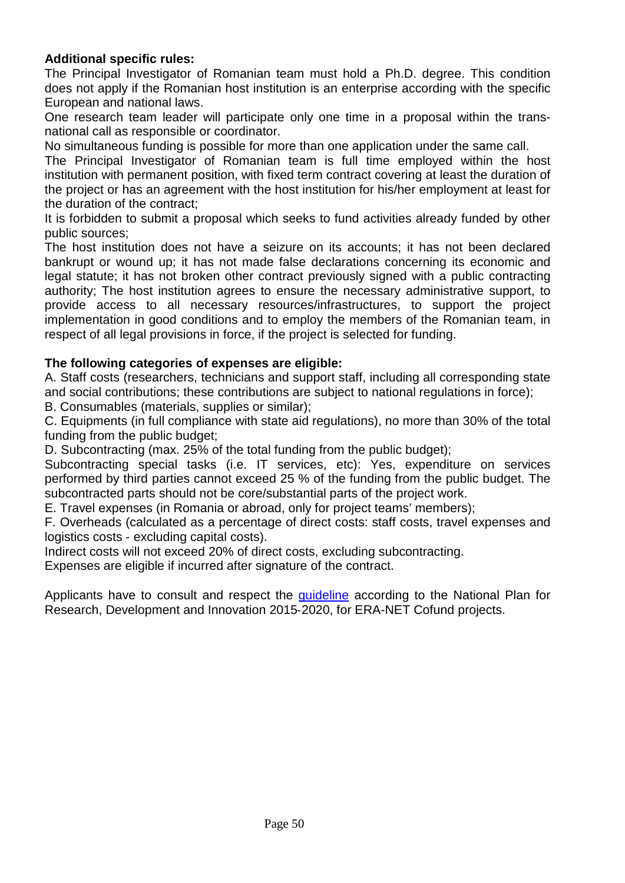**Additional specific rules:**

The Principal Investigator of Romanian team must hold a Ph.D. degree. This condition does not apply if the Romanian host institution is an enterprise according with the specific European and national laws.

One research team leader will participate only one time in a proposal within the trans-national call as responsible or coordinator.

No simultaneous funding is possible for more than one application under the same call.

The Principal Investigator of Romanian team is full time employed within the host institution with permanent position, with fixed term contract covering at least the duration of the project or has an agreement with the host institution for his/her employment at least for the duration of the contract;

It is forbidden to submit a proposal which seeks to fund activities already funded by other public sources;

The host institution does not have a seizure on its accounts; it has not been declared bankrupt or wound up; it has not made false declarations concerning its economic and legal statute; it has not broken other contract previously signed with a public contracting authority; The host institution agrees to ensure the necessary administrative support, to provide access to all necessary resources/infrastructures, to support the project implementation in good conditions and to employ the members of the Romanian team, in respect of all legal provisions in force, if the project is selected for funding.

**The following categories of expenses are eligible:**

A. Staff costs (researchers, technicians and support staff, including all corresponding state and social contributions; these contributions are subject to national regulations in force);

B. Consumables (materials, supplies or similar);

C. Equipments (in full compliance with state aid regulations), no more than 30% of the total funding from the public budget;

D. Subcontracting (max. 25% of the total funding from the public budget);

Subcontracting special tasks (i.e. IT services, etc): Yes, expenditure on services performed by third parties cannot exceed 25 % of the funding from the public budget. The subcontracted parts should not be core/substantial parts of the project work.

E. Travel expenses (in Romania or abroad, only for project teams' members);

F. Overheads (calculated as a percentage of direct costs: staff costs, travel expenses and logistics costs - excluding capital costs).

Indirect costs will not exceed 20% of direct costs, excluding subcontracting.

Expenses are eligible if incurred after signature of the contract.

Applicants have to consult and respect the guideline according to the National Plan for Research, Development and Innovation 2015-2020, for ERA-NET Cofund projects.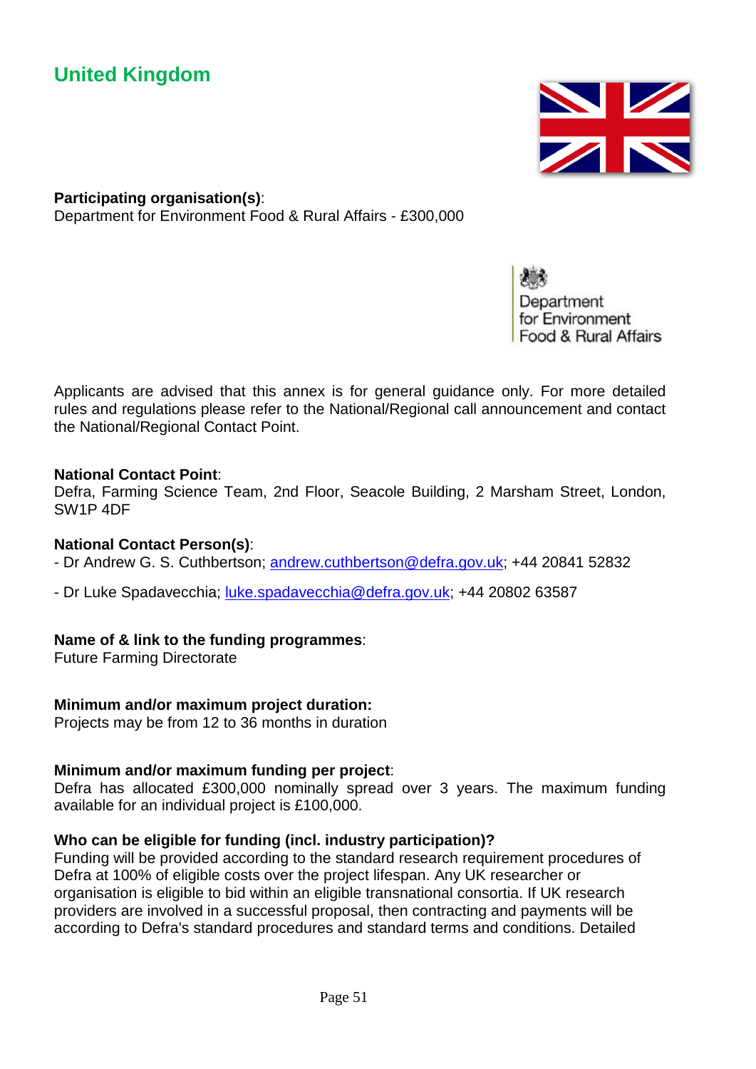## United Kingdom

**Participating organisation(s)**:
Department for Environment Food & Rural Affairs - £300,000

Department for Environment Food & Rural Affairs

Applicants are advised that this annex is for general guidance only. For more detailed rules and regulations please refer to the National/Regional call announcement and contact the National/Regional Contact Point.

**National Contact Point**:
Defra, Farming Science Team, 2nd Floor, Seacole Building, 2 Marsham Street, London, SW1P 4DF

**National Contact Person(s)**:
- Dr Andrew G. S. Cuthbertson; andrew.cuthbertson@defra.gov.uk; +44 20841 52832
- Dr Luke Spadavecchia; luke.spadavecchia@defra.gov.uk; +44 20802 63587

**Name of & link to the funding programmes**:
Future Farming Directorate

**Minimum and/or maximum project duration:**
Projects may be from 12 to 36 months in duration

**Minimum and/or maximum funding per project**:
Defra has allocated £300,000 nominally spread over 3 years. The maximum funding available for an individual project is £100,000.

**Who can be eligible for funding (incl. industry participation)?**
Funding will be provided according to the standard research requirement procedures of Defra at 100% of eligible costs over the project lifespan. Any UK researcher or organisation is eligible to bid within an eligible transnational consortia. If UK research providers are involved in a successful proposal, then contracting and payments will be according to Defra's standard procedures and standard terms and conditions. Detailed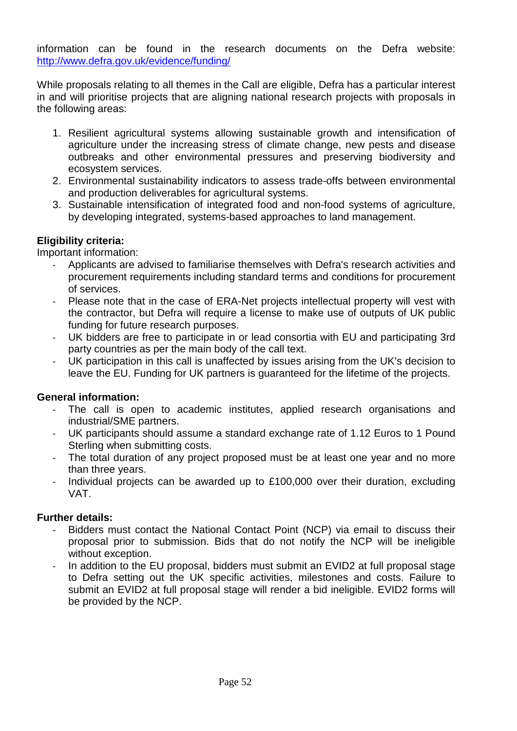information can be found in the research documents on the Defra website: http://www.defra.gov.uk/evidence/funding/

While proposals relating to all themes in the Call are eligible, Defra has a particular interest in and will prioritise projects that are aligning national research projects with proposals in the following areas:

1. Resilient agricultural systems allowing sustainable growth and intensification of agriculture under the increasing stress of climate change, new pests and disease outbreaks and other environmental pressures and preserving biodiversity and ecosystem services.
2. Environmental sustainability indicators to assess trade-offs between environmental and production deliverables for agricultural systems.
3. Sustainable intensification of integrated food and non-food systems of agriculture, by developing integrated, systems-based approaches to land management.

**Eligibility criteria:**

Important information:

- Applicants are advised to familiarise themselves with Defra's research activities and procurement requirements including standard terms and conditions for procurement of services.
- Please note that in the case of ERA-Net projects intellectual property will vest with the contractor, but Defra will require a license to make use of outputs of UK public funding for future research purposes.
- UK bidders are free to participate in or lead consortia with EU and participating 3rd party countries as per the main body of the call text.
- UK participation in this call is unaffected by issues arising from the UK's decision to leave the EU. Funding for UK partners is guaranteed for the lifetime of the projects.

**General information:**

- The call is open to academic institutes, applied research organisations and industrial/SME partners.
- UK participants should assume a standard exchange rate of 1.12 Euros to 1 Pound Sterling when submitting costs.
- The total duration of any project proposed must be at least one year and no more than three years.
- Individual projects can be awarded up to £100,000 over their duration, excluding VAT.

**Further details:**

- Bidders must contact the National Contact Point (NCP) via email to discuss their proposal prior to submission. Bids that do not notify the NCP will be ineligible without exception.
- In addition to the EU proposal, bidders must submit an EVID2 at full proposal stage to Defra setting out the UK specific activities, milestones and costs. Failure to submit an EVID2 at full proposal stage will render a bid ineligible. EVID2 forms will be provided by the NCP.